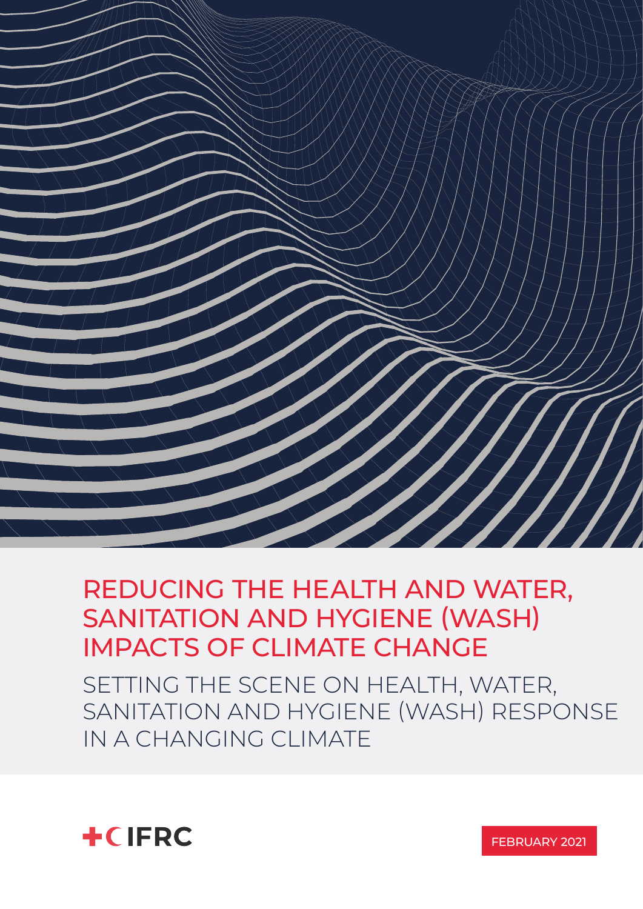# REDUCING THE HEALTH AND WATER, SANITATION AND HYGIENE (WASH) IMPACTS OF CLIMATE CHANGE

## SETTING THE SCENE ON HEALTH, WATER, SANITATION AND HYGIENE (WASH) RESPONSE IN A CHANGING CLIMATE

IFRC

FEBRUARY 2021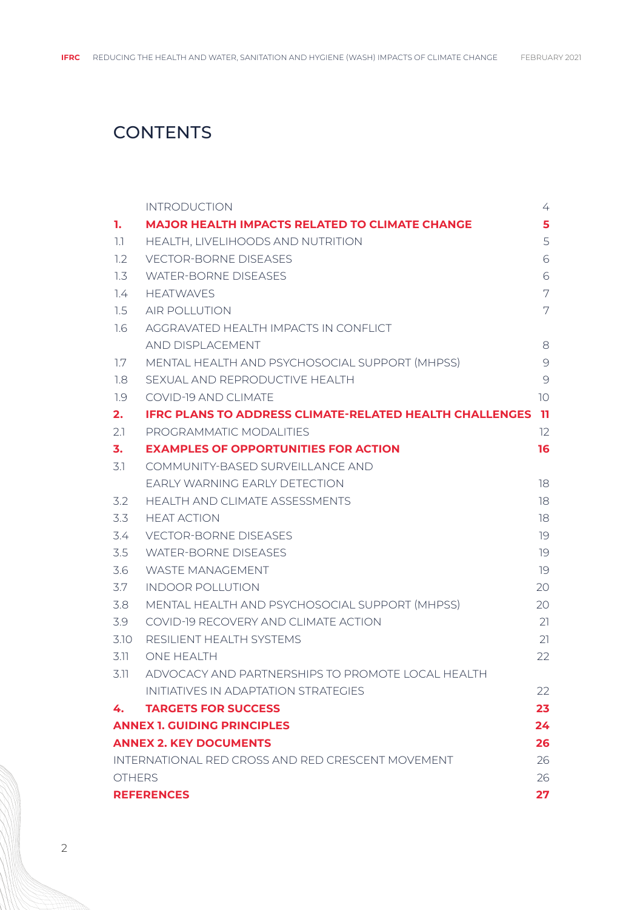# CONTENTS

| | | |
|---|---|---|
| | INTRODUCTION | 4 |
| **1.** | **MAJOR HEALTH IMPACTS RELATED TO CLIMATE CHANGE** | **5** |
| 1.1 | HEALTH, LIVELIHOODS AND NUTRITION | 5 |
| 1.2 | VECTOR-BORNE DISEASES | 6 |
| 1.3 | WATER-BORNE DISEASES | 6 |
| 1.4 | HEATWAVES | 7 |
| 1.5 | AIR POLLUTION | 7 |
| 1.6 | AGGRAVATED HEALTH IMPACTS IN CONFLICT AND DISPLACEMENT | 8 |
| 1.7 | MENTAL HEALTH AND PSYCHOSOCIAL SUPPORT (MHPSS) | 9 |
| 1.8 | SEXUAL AND REPRODUCTIVE HEALTH | 9 |
| 1.9 | COVID-19 AND CLIMATE | 10 |
| **2.** | **IFRC PLANS TO ADDRESS CLIMATE-RELATED HEALTH CHALLENGES** | **11** |
| 2.1 | PROGRAMMATIC MODALITIES | 12 |
| **3.** | **EXAMPLES OF OPPORTUNITIES FOR ACTION** | **16** |
| 3.1 | COMMUNITY-BASED SURVEILLANCE AND EARLY WARNING EARLY DETECTION | 18 |
| 3.2 | HEALTH AND CLIMATE ASSESSMENTS | 18 |
| 3.3 | HEAT ACTION | 18 |
| 3.4 | VECTOR-BORNE DISEASES | 19 |
| 3.5 | WATER-BORNE DISEASES | 19 |
| 3.6 | WASTE MANAGEMENT | 19 |
| 3.7 | INDOOR POLLUTION | 20 |
| 3.8 | MENTAL HEALTH AND PSYCHOSOCIAL SUPPORT (MHPSS) | 20 |
| 3.9 | COVID-19 RECOVERY AND CLIMATE ACTION | 21 |
| 3.10 | RESILIENT HEALTH SYSTEMS | 21 |
| 3.11 | ONE HEALTH | 22 |
| 3.11 | ADVOCACY AND PARTNERSHIPS TO PROMOTE LOCAL HEALTH INITIATIVES IN ADAPTATION STRATEGIES | 22 |
| **4.** | **TARGETS FOR SUCCESS** | **23** |
| **ANNEX 1. GUIDING PRINCIPLES** | | **24** |
| **ANNEX 2. KEY DOCUMENTS** | | **26** |
| INTERNATIONAL RED CROSS AND RED CRESCENT MOVEMENT | | 26 |
| OTHERS | | 26 |
| **REFERENCES** | | **27** |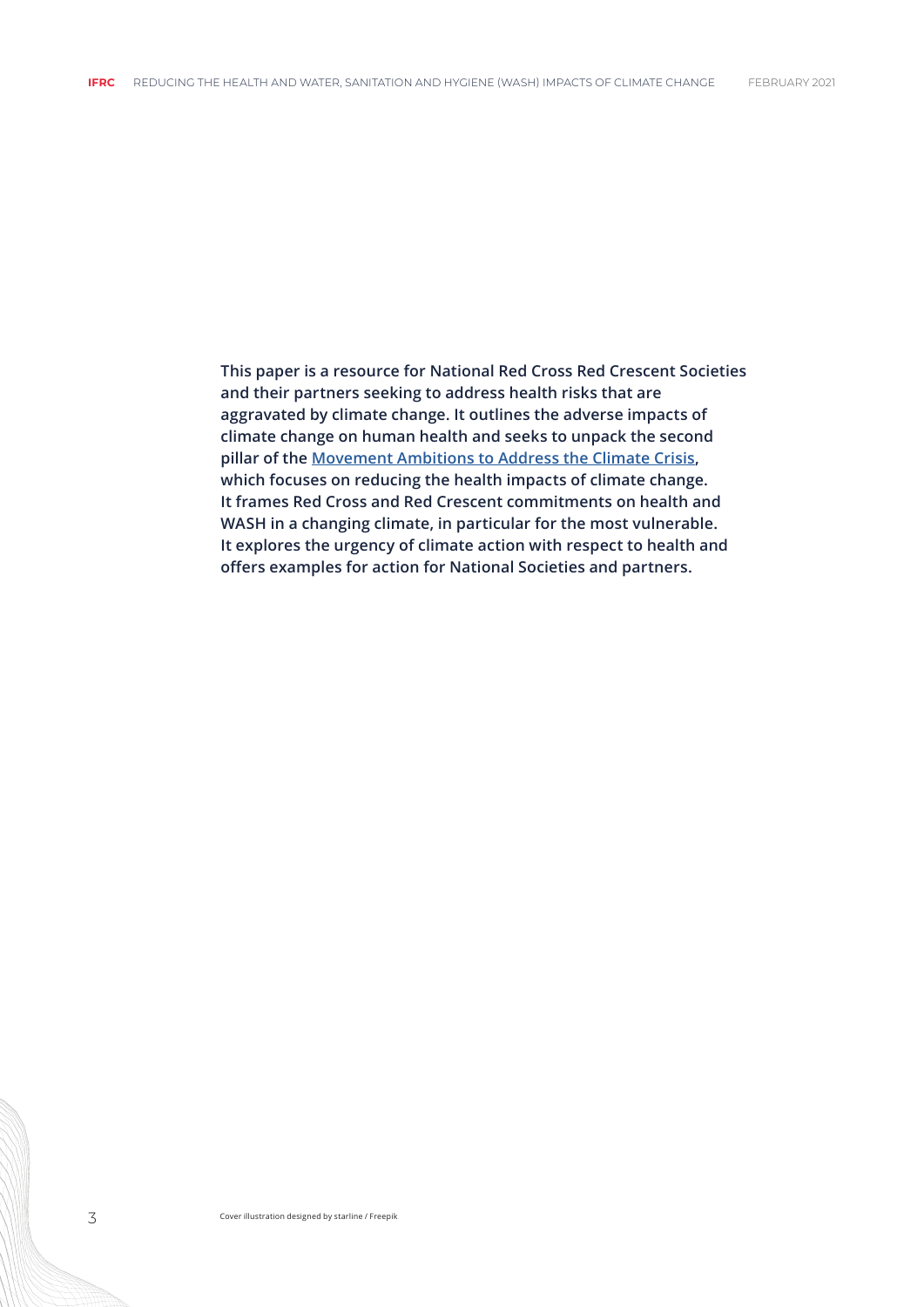**This paper is a resource for National Red Cross Red Crescent Societies and their partners seeking to address health risks that are aggravated by climate change. It outlines the adverse impacts of climate change on human health and seeks to unpack the second pillar of the [Movement Ambitions to Address the Climate Crisis](), which focuses on reducing the health impacts of climate change. It frames Red Cross and Red Crescent commitments on health and WASH in a changing climate, in particular for the most vulnerable. It explores the urgency of climate action with respect to health and offers examples for action for National Societies and partners.**

Cover illustration designed by starline / Freepik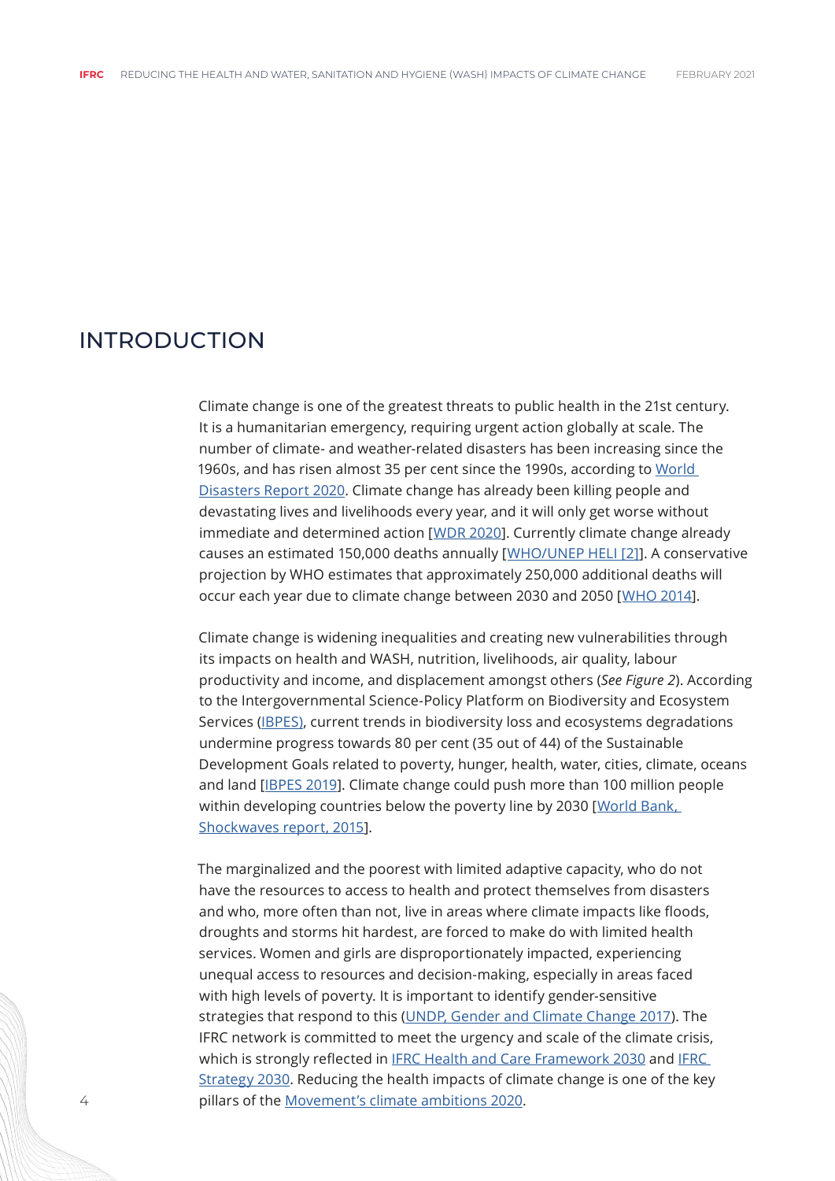# INTRODUCTION

Climate change is one of the greatest threats to public health in the 21st century. It is a humanitarian emergency, requiring urgent action globally at scale. The number of climate- and weather-related disasters has been increasing since the 1960s, and has risen almost 35 per cent since the 1990s, according to [World Disasters Report 2020](). Climate change has already been killing people and devastating lives and livelihoods every year, and it will only get worse without immediate and determined action [[WDR 2020]()]. Currently climate change already causes an estimated 150,000 deaths annually [[WHO/UNEP HELI [2]]()]. A conservative projection by WHO estimates that approximately 250,000 additional deaths will occur each year due to climate change between 2030 and 2050 [[WHO 2014]()].

Climate change is widening inequalities and creating new vulnerabilities through its impacts on health and WASH, nutrition, livelihoods, air quality, labour productivity and income, and displacement amongst others (*See Figure 2*). According to the Intergovernmental Science-Policy Platform on Biodiversity and Ecosystem Services ([IBPES)](), current trends in biodiversity loss and ecosystems degradations undermine progress towards 80 per cent (35 out of 44) of the Sustainable Development Goals related to poverty, hunger, health, water, cities, climate, oceans and land [[IBPES 2019]()]. Climate change could push more than 100 million people within developing countries below the poverty line by 2030 [[World Bank, Shockwaves report, 2015]()].

The marginalized and the poorest with limited adaptive capacity, who do not have the resources to access to health and protect themselves from disasters and who, more often than not, live in areas where climate impacts like floods, droughts and storms hit hardest, are forced to make do with limited health services. Women and girls are disproportionately impacted, experiencing unequal access to resources and decision-making, especially in areas faced with high levels of poverty. It is important to identify gender-sensitive strategies that respond to this ([UNDP, Gender and Climate Change 2017]()). The IFRC network is committed to meet the urgency and scale of the climate crisis, which is strongly reflected in [IFRC Health and Care Framework 2030]() and [IFRC Strategy 2030](). Reducing the health impacts of climate change is one of the key pillars of the [Movement's climate ambitions 2020]().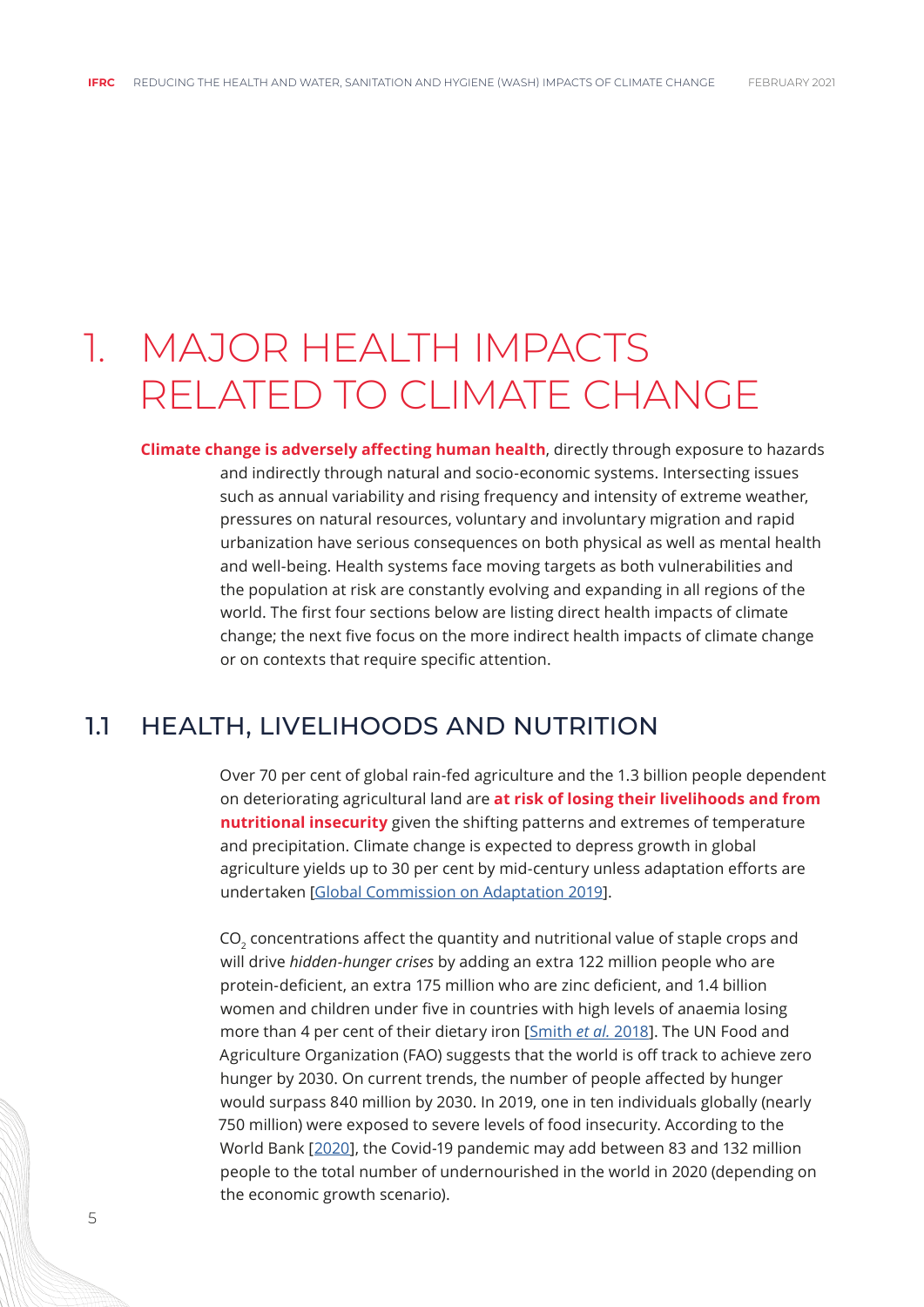# 1. MAJOR HEALTH IMPACTS RELATED TO CLIMATE CHANGE

**Climate change is adversely affecting human health**, directly through exposure to hazards and indirectly through natural and socio-economic systems. Intersecting issues such as annual variability and rising frequency and intensity of extreme weather, pressures on natural resources, voluntary and involuntary migration and rapid urbanization have serious consequences on both physical as well as mental health and well-being. Health systems face moving targets as both vulnerabilities and the population at risk are constantly evolving and expanding in all regions of the world. The first four sections below are listing direct health impacts of climate change; the next five focus on the more indirect health impacts of climate change or on contexts that require specific attention.

## 1.1 HEALTH, LIVELIHOODS AND NUTRITION

Over 70 per cent of global rain-fed agriculture and the 1.3 billion people dependent on deteriorating agricultural land are **at risk of losing their livelihoods and from nutritional insecurity** given the shifting patterns and extremes of temperature and precipitation. Climate change is expected to depress growth in global agriculture yields up to 30 per cent by mid-century unless adaptation efforts are undertaken [Global Commission on Adaptation 2019].

$CO_2$ concentrations affect the quantity and nutritional value of staple crops and will drive *hidden-hunger crises* by adding an extra 122 million people who are protein-deficient, an extra 175 million who are zinc deficient, and 1.4 billion women and children under five in countries with high levels of anaemia losing more than 4 per cent of their dietary iron [Smith *et al.* 2018]. The UN Food and Agriculture Organization (FAO) suggests that the world is off track to achieve zero hunger by 2030. On current trends, the number of people affected by hunger would surpass 840 million by 2030. In 2019, one in ten individuals globally (nearly 750 million) were exposed to severe levels of food insecurity. According to the World Bank [2020], the Covid-19 pandemic may add between 83 and 132 million people to the total number of undernourished in the world in 2020 (depending on the economic growth scenario).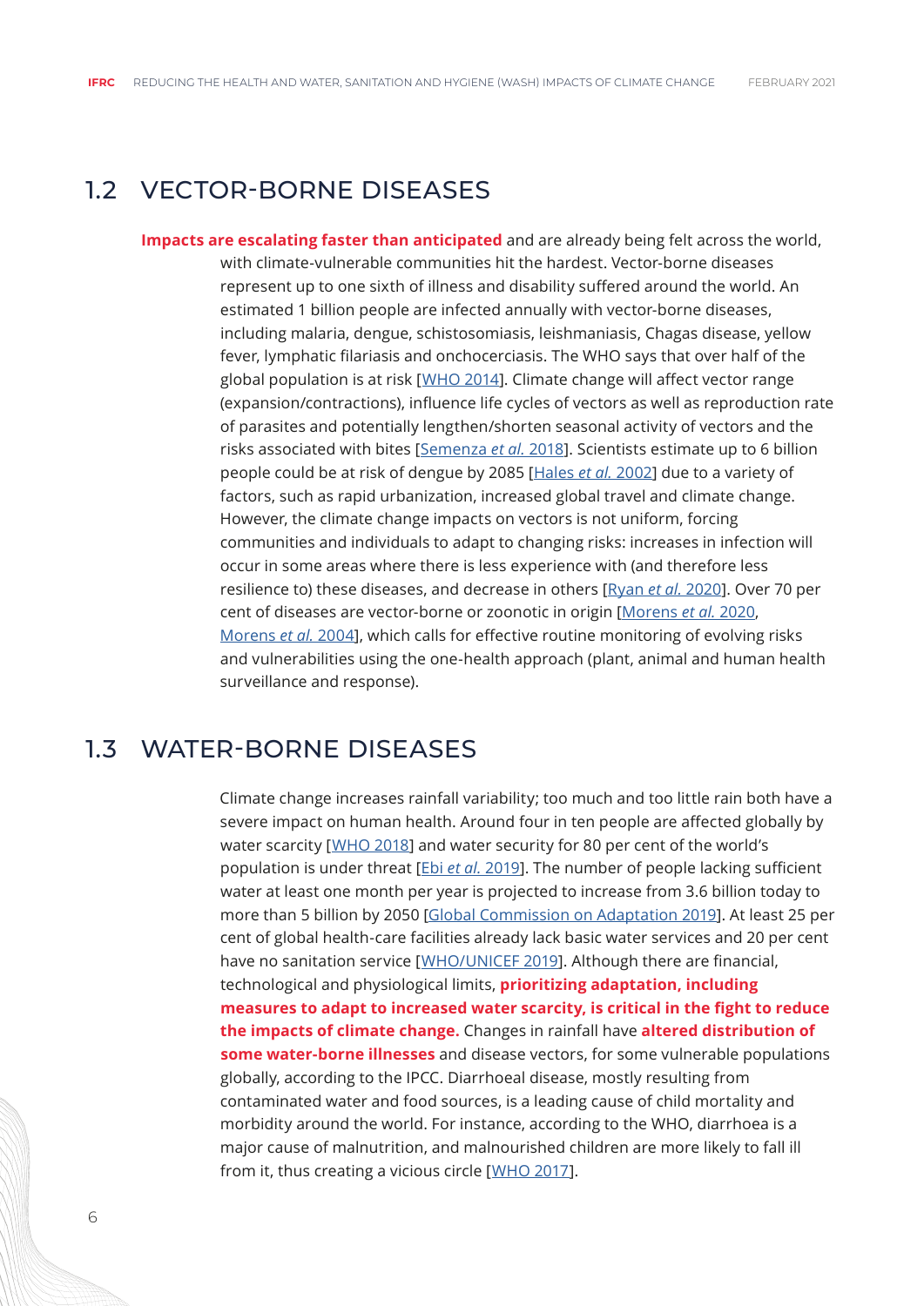## 1.2 VECTOR-BORNE DISEASES

**Impacts are escalating faster than anticipated** and are already being felt across the world, with climate-vulnerable communities hit the hardest. Vector-borne diseases represent up to one sixth of illness and disability suffered around the world. An estimated 1 billion people are infected annually with vector-borne diseases, including malaria, dengue, schistosomiasis, leishmaniasis, Chagas disease, yellow fever, lymphatic filariasis and onchocerciasis. The WHO says that over half of the global population is at risk [WHO 2014]. Climate change will affect vector range (expansion/contractions), influence life cycles of vectors as well as reproduction rate of parasites and potentially lengthen/shorten seasonal activity of vectors and the risks associated with bites [Semenza *et al.* 2018]. Scientists estimate up to 6 billion people could be at risk of dengue by 2085 [Hales *et al.* 2002] due to a variety of factors, such as rapid urbanization, increased global travel and climate change. However, the climate change impacts on vectors is not uniform, forcing communities and individuals to adapt to changing risks: increases in infection will occur in some areas where there is less experience with (and therefore less resilience to) these diseases, and decrease in others [Ryan *et al.* 2020]. Over 70 per cent of diseases are vector-borne or zoonotic in origin [Morens *et al.* 2020, Morens *et al.* 2004], which calls for effective routine monitoring of evolving risks and vulnerabilities using the one-health approach (plant, animal and human health surveillance and response).

## 1.3 WATER-BORNE DISEASES

Climate change increases rainfall variability; too much and too little rain both have a severe impact on human health. Around four in ten people are affected globally by water scarcity [WHO 2018] and water security for 80 per cent of the world's population is under threat [Ebi *et al.* 2019]. The number of people lacking sufficient water at least one month per year is projected to increase from 3.6 billion today to more than 5 billion by 2050 [Global Commission on Adaptation 2019]. At least 25 per cent of global health-care facilities already lack basic water services and 20 per cent have no sanitation service [WHO/UNICEF 2019]. Although there are financial, technological and physiological limits, **prioritizing adaptation, including measures to adapt to increased water scarcity, is critical in the fight to reduce the impacts of climate change.** Changes in rainfall have **altered distribution of some water-borne illnesses** and disease vectors, for some vulnerable populations globally, according to the IPCC. Diarrhoeal disease, mostly resulting from contaminated water and food sources, is a leading cause of child mortality and morbidity around the world. For instance, according to the WHO, diarrhoea is a major cause of malnutrition, and malnourished children are more likely to fall ill from it, thus creating a vicious circle [WHO 2017].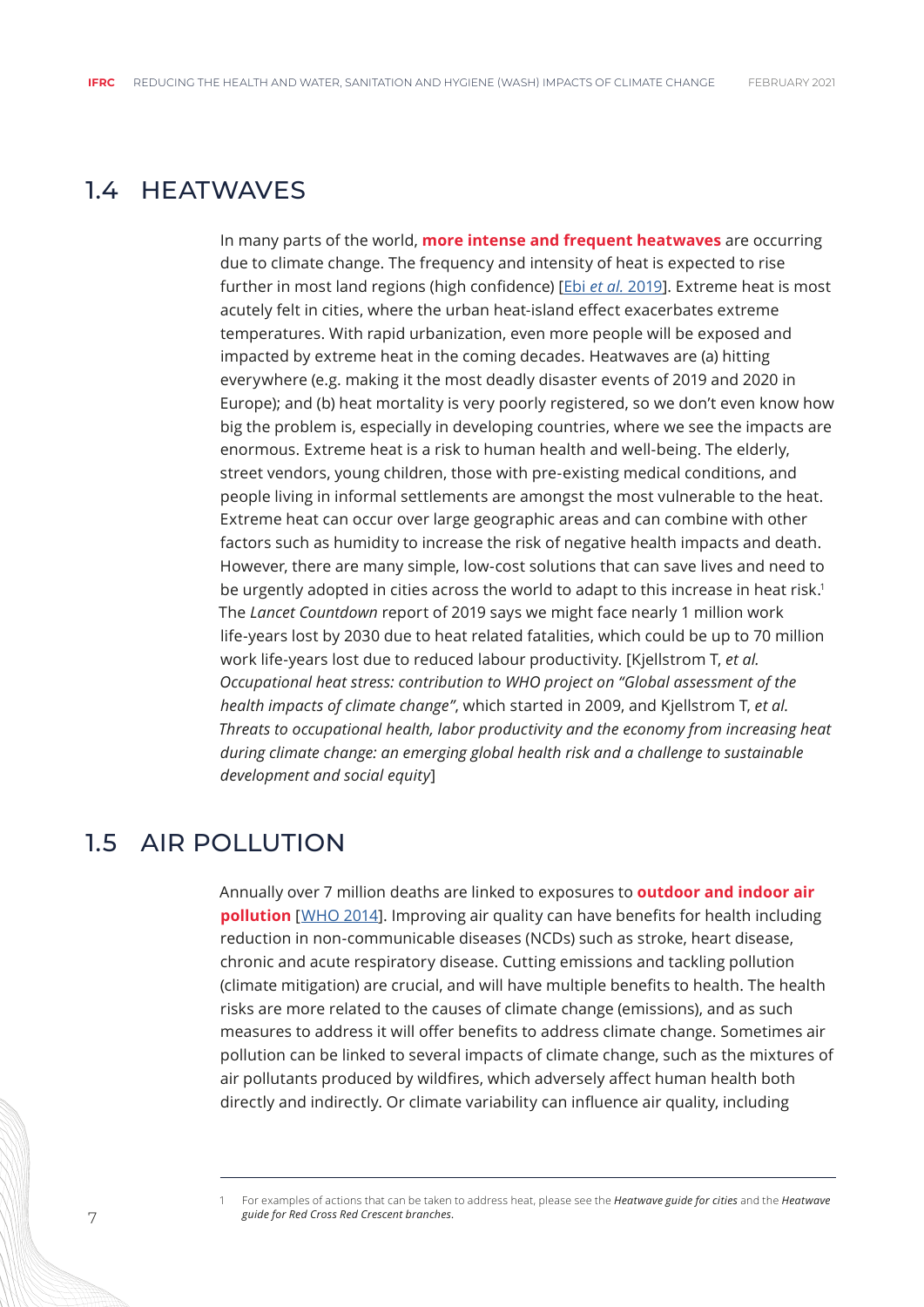## 1.4 HEATWAVES

In many parts of the world, **more intense and frequent heatwaves** are occurring due to climate change. The frequency and intensity of heat is expected to rise further in most land regions (high confidence) [Ebi *et al.* 2019]. Extreme heat is most acutely felt in cities, where the urban heat-island effect exacerbates extreme temperatures. With rapid urbanization, even more people will be exposed and impacted by extreme heat in the coming decades. Heatwaves are (a) hitting everywhere (e.g. making it the most deadly disaster events of 2019 and 2020 in Europe); and (b) heat mortality is very poorly registered, so we don't even know how big the problem is, especially in developing countries, where we see the impacts are enormous. Extreme heat is a risk to human health and well-being. The elderly, street vendors, young children, those with pre-existing medical conditions, and people living in informal settlements are amongst the most vulnerable to the heat. Extreme heat can occur over large geographic areas and can combine with other factors such as humidity to increase the risk of negative health impacts and death. However, there are many simple, low-cost solutions that can save lives and need to be urgently adopted in cities across the world to adapt to this increase in heat risk.[1] The *Lancet Countdown* report of 2019 says we might face nearly 1 million work life-years lost by 2030 due to heat related fatalities, which could be up to 70 million work life-years lost due to reduced labour productivity. [Kjellstrom T, *et al. Occupational heat stress: contribution to WHO project on "Global assessment of the health impacts of climate change"*, which started in 2009, and Kjellstrom T, *et al. Threats to occupational health, labor productivity and the economy from increasing heat during climate change: an emerging global health risk and a challenge to sustainable development and social equity*]

## 1.5 AIR POLLUTION

Annually over 7 million deaths are linked to exposures to **outdoor and indoor air pollution** [WHO 2014]. Improving air quality can have benefits for health including reduction in non-communicable diseases (NCDs) such as stroke, heart disease, chronic and acute respiratory disease. Cutting emissions and tackling pollution (climate mitigation) are crucial, and will have multiple benefits to health. The health risks are more related to the causes of climate change (emissions), and as such measures to address it will offer benefits to address climate change. Sometimes air pollution can be linked to several impacts of climate change, such as the mixtures of air pollutants produced by wildfires, which adversely affect human health both directly and indirectly. Or climate variability can influence air quality, including

---

1 For examples of actions that can be taken to address heat, please see the ***Heatwave guide for cities*** and the ***Heatwave guide for Red Cross Red Crescent branches***.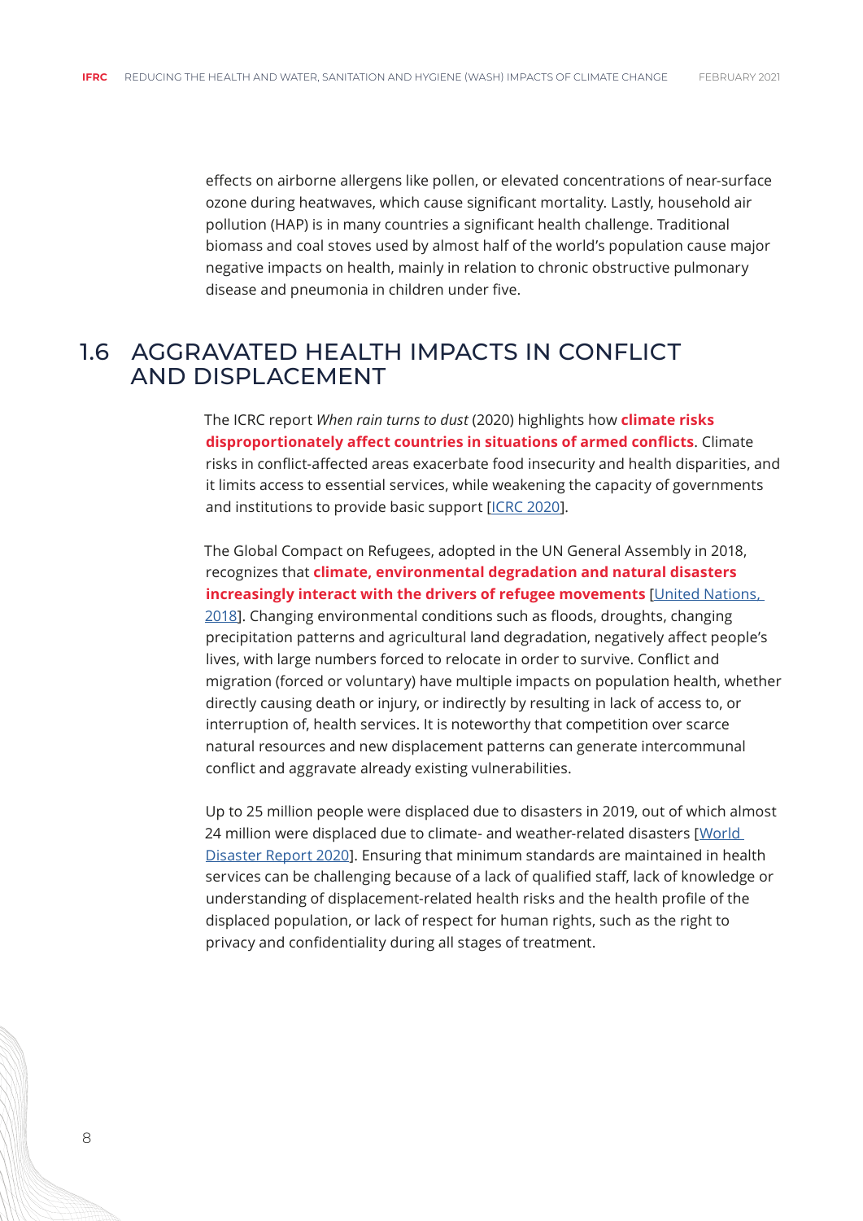effects on airborne allergens like pollen, or elevated concentrations of near-surface ozone during heatwaves, which cause significant mortality. Lastly, household air pollution (HAP) is in many countries a significant health challenge. Traditional biomass and coal stoves used by almost half of the world's population cause major negative impacts on health, mainly in relation to chronic obstructive pulmonary disease and pneumonia in children under five.

## 1.6 AGGRAVATED HEALTH IMPACTS IN CONFLICT AND DISPLACEMENT

The ICRC report *When rain turns to dust* (2020) highlights how **climate risks disproportionately affect countries in situations of armed conflicts**. Climate risks in conflict-affected areas exacerbate food insecurity and health disparities, and it limits access to essential services, while weakening the capacity of governments and institutions to provide basic support [ICRC 2020].

The Global Compact on Refugees, adopted in the UN General Assembly in 2018, recognizes that **climate, environmental degradation and natural disasters increasingly interact with the drivers of refugee movements** [United Nations, 2018]. Changing environmental conditions such as floods, droughts, changing precipitation patterns and agricultural land degradation, negatively affect people's lives, with large numbers forced to relocate in order to survive. Conflict and migration (forced or voluntary) have multiple impacts on population health, whether directly causing death or injury, or indirectly by resulting in lack of access to, or interruption of, health services. It is noteworthy that competition over scarce natural resources and new displacement patterns can generate intercommunal conflict and aggravate already existing vulnerabilities.

Up to 25 million people were displaced due to disasters in 2019, out of which almost 24 million were displaced due to climate- and weather-related disasters [World Disaster Report 2020]. Ensuring that minimum standards are maintained in health services can be challenging because of a lack of qualified staff, lack of knowledge or understanding of displacement-related health risks and the health profile of the displaced population, or lack of respect for human rights, such as the right to privacy and confidentiality during all stages of treatment.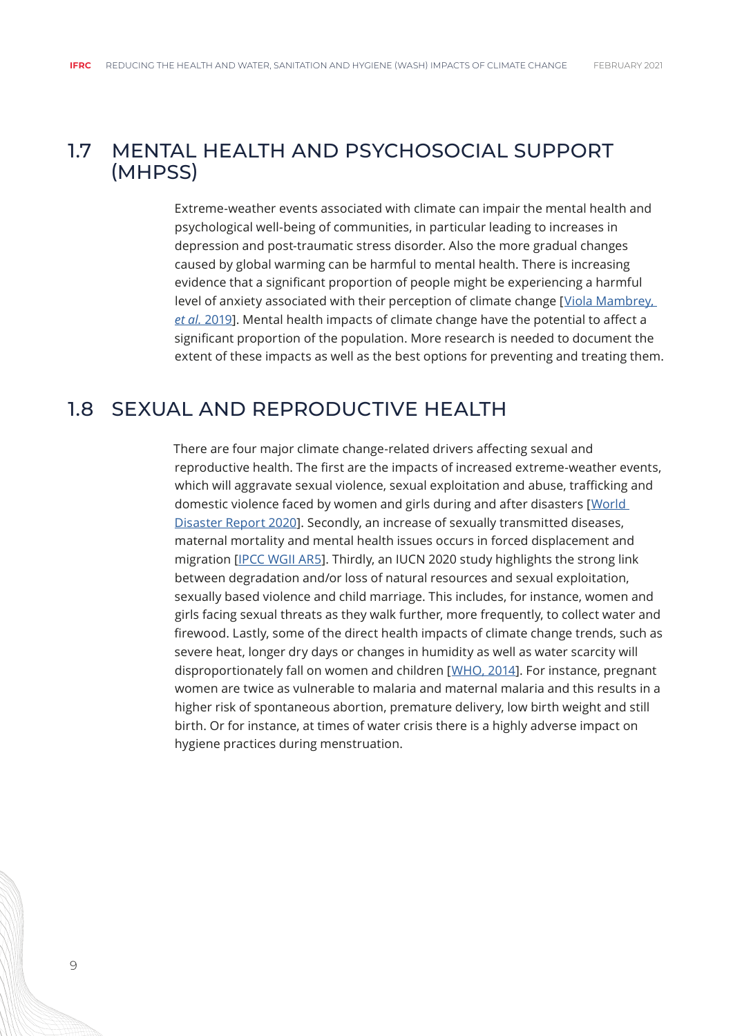## 1.7 MENTAL HEALTH AND PSYCHOSOCIAL SUPPORT (MHPSS)

Extreme-weather events associated with climate can impair the mental health and psychological well-being of communities, in particular leading to increases in depression and post-traumatic stress disorder. Also the more gradual changes caused by global warming can be harmful to mental health. There is increasing evidence that a significant proportion of people might be experiencing a harmful level of anxiety associated with their perception of climate change [Viola Mambrey, *et al.* 2019]. Mental health impacts of climate change have the potential to affect a significant proportion of the population. More research is needed to document the extent of these impacts as well as the best options for preventing and treating them.

## 1.8 SEXUAL AND REPRODUCTIVE HEALTH

There are four major climate change-related drivers affecting sexual and reproductive health. The first are the impacts of increased extreme-weather events, which will aggravate sexual violence, sexual exploitation and abuse, trafficking and domestic violence faced by women and girls during and after disasters [World Disaster Report 2020]. Secondly, an increase of sexually transmitted diseases, maternal mortality and mental health issues occurs in forced displacement and migration [IPCC WGII AR5]. Thirdly, an IUCN 2020 study highlights the strong link between degradation and/or loss of natural resources and sexual exploitation, sexually based violence and child marriage. This includes, for instance, women and girls facing sexual threats as they walk further, more frequently, to collect water and firewood. Lastly, some of the direct health impacts of climate change trends, such as severe heat, longer dry days or changes in humidity as well as water scarcity will disproportionately fall on women and children [WHO, 2014]. For instance, pregnant women are twice as vulnerable to malaria and maternal malaria and this results in a higher risk of spontaneous abortion, premature delivery, low birth weight and still birth. Or for instance, at times of water crisis there is a highly adverse impact on hygiene practices during menstruation.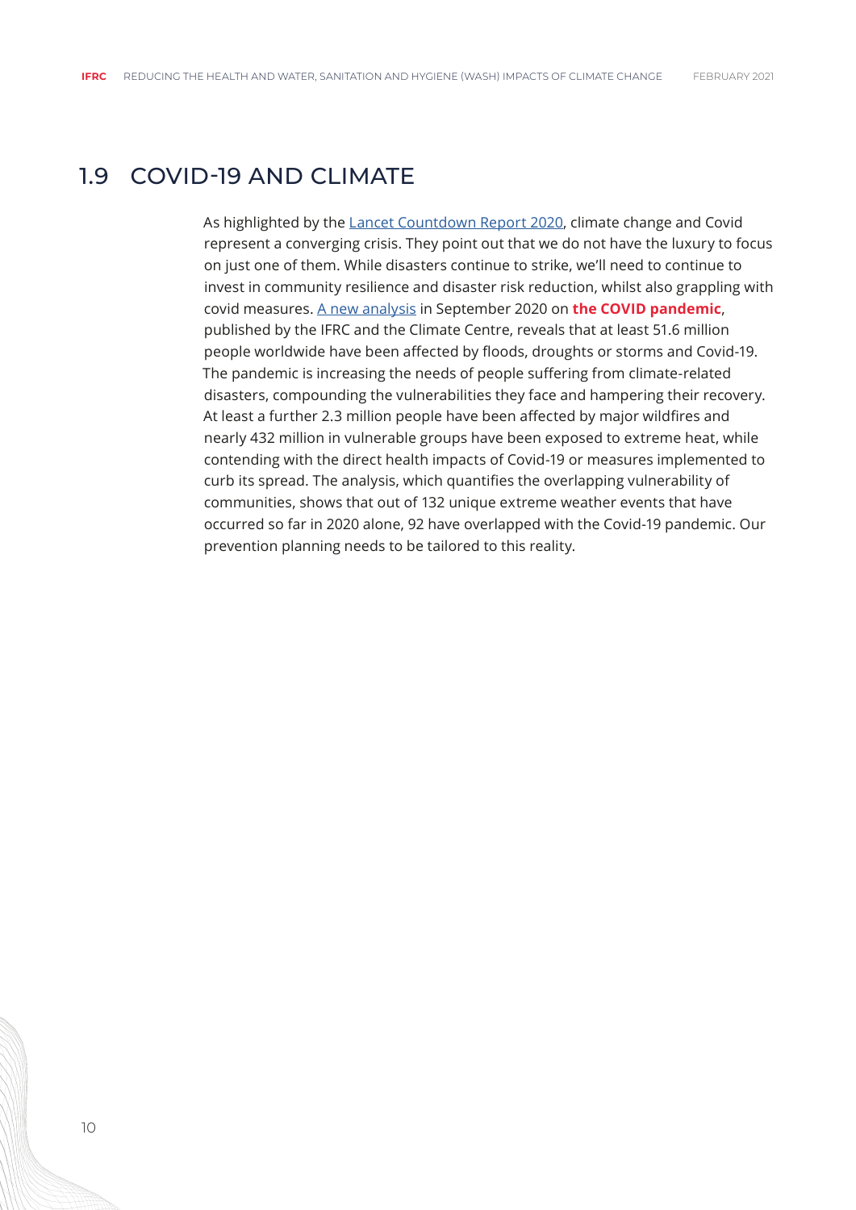## 1.9 COVID-19 AND CLIMATE

As highlighted by the Lancet Countdown Report 2020, climate change and Covid represent a converging crisis. They point out that we do not have the luxury to focus on just one of them. While disasters continue to strike, we'll need to continue to invest in community resilience and disaster risk reduction, whilst also grappling with covid measures. A new analysis in September 2020 on **the COVID pandemic**, published by the IFRC and the Climate Centre, reveals that at least 51.6 million people worldwide have been affected by floods, droughts or storms and Covid-19. The pandemic is increasing the needs of people suffering from climate-related disasters, compounding the vulnerabilities they face and hampering their recovery. At least a further 2.3 million people have been affected by major wildfires and nearly 432 million in vulnerable groups have been exposed to extreme heat, while contending with the direct health impacts of Covid-19 or measures implemented to curb its spread. The analysis, which quantifies the overlapping vulnerability of communities, shows that out of 132 unique extreme weather events that have occurred so far in 2020 alone, 92 have overlapped with the Covid-19 pandemic. Our prevention planning needs to be tailored to this reality.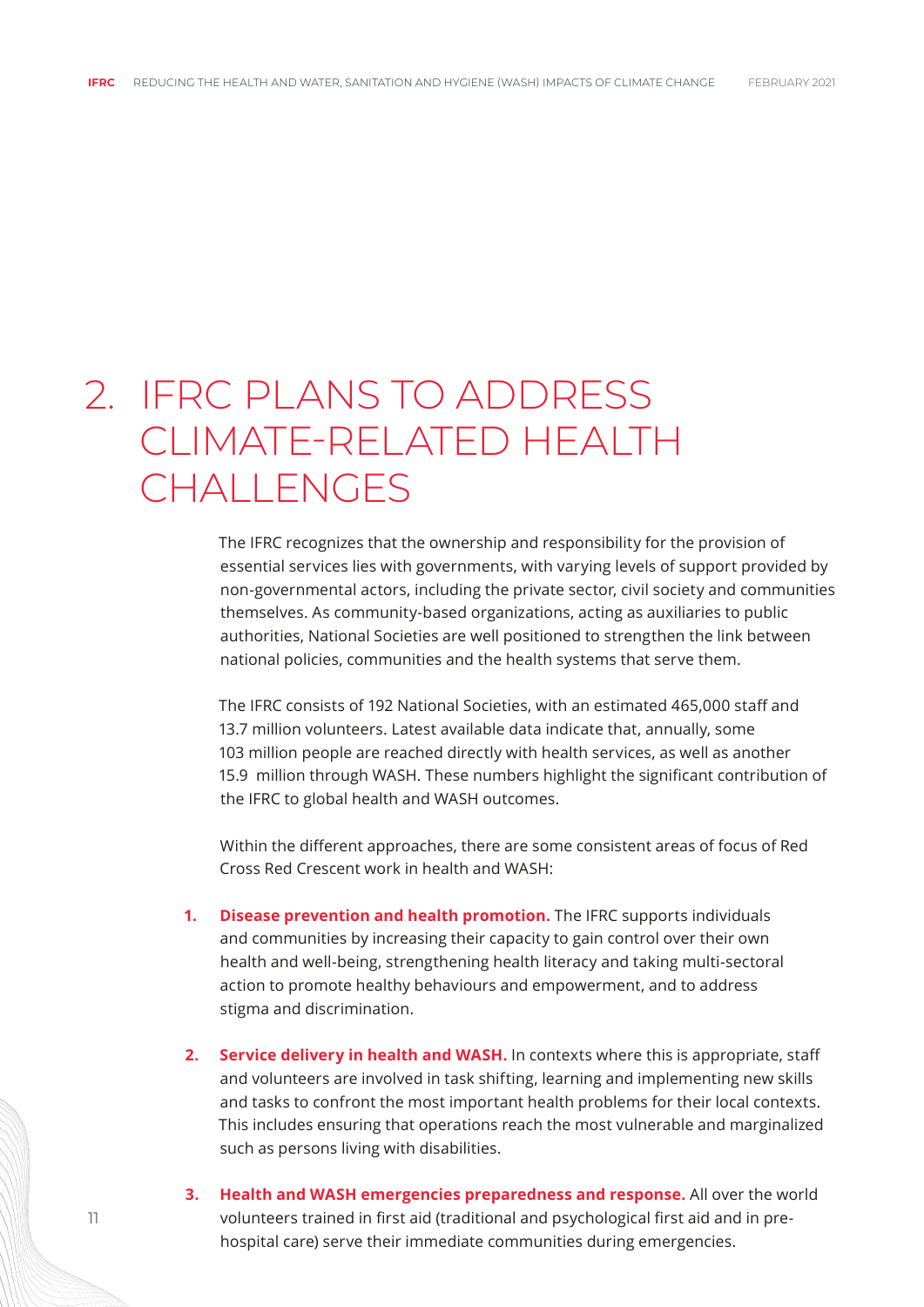# 2. IFRC PLANS TO ADDRESS CLIMATE-RELATED HEALTH CHALLENGES

The IFRC recognizes that the ownership and responsibility for the provision of essential services lies with governments, with varying levels of support provided by non-governmental actors, including the private sector, civil society and communities themselves. As community-based organizations, acting as auxiliaries to public authorities, National Societies are well positioned to strengthen the link between national policies, communities and the health systems that serve them.

The IFRC consists of 192 National Societies, with an estimated 465,000 staff and 13.7 million volunteers. Latest available data indicate that, annually, some 103 million people are reached directly with health services, as well as another 15.9 million through WASH. These numbers highlight the significant contribution of the IFRC to global health and WASH outcomes.

Within the different approaches, there are some consistent areas of focus of Red Cross Red Crescent work in health and WASH:

1. **Disease prevention and health promotion.** The IFRC supports individuals and communities by increasing their capacity to gain control over their own health and well-being, strengthening health literacy and taking multi-sectoral action to promote healthy behaviours and empowerment, and to address stigma and discrimination.

2. **Service delivery in health and WASH.** In contexts where this is appropriate, staff and volunteers are involved in task shifting, learning and implementing new skills and tasks to confront the most important health problems for their local contexts. This includes ensuring that operations reach the most vulnerable and marginalized such as persons living with disabilities.

3. **Health and WASH emergencies preparedness and response.** All over the world volunteers trained in first aid (traditional and psychological first aid and in pre-hospital care) serve their immediate communities during emergencies.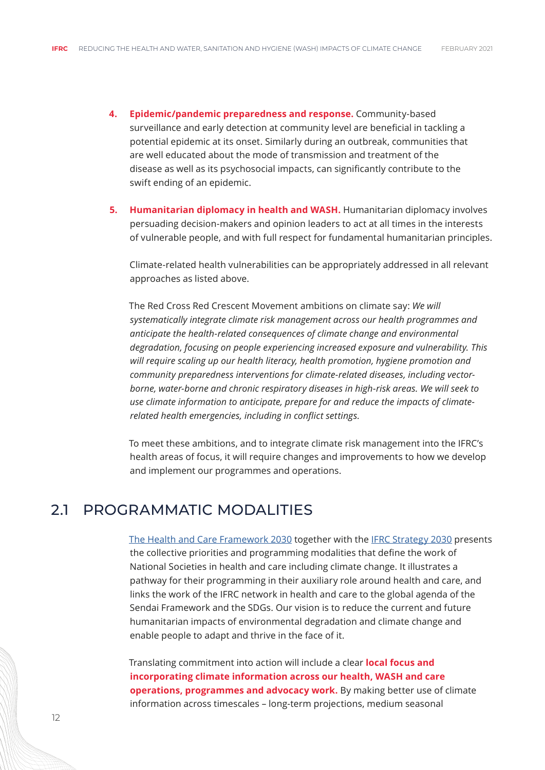4. **Epidemic/pandemic preparedness and response.** Community-based surveillance and early detection at community level are beneficial in tackling a potential epidemic at its onset. Similarly during an outbreak, communities that are well educated about the mode of transmission and treatment of the disease as well as its psychosocial impacts, can significantly contribute to the swift ending of an epidemic.

5. **Humanitarian diplomacy in health and WASH.** Humanitarian diplomacy involves persuading decision-makers and opinion leaders to act at all times in the interests of vulnerable people, and with full respect for fundamental humanitarian principles.

Climate-related health vulnerabilities can be appropriately addressed in all relevant approaches as listed above.

The Red Cross Red Crescent Movement ambitions on climate say: *We will systematically integrate climate risk management across our health programmes and anticipate the health-related consequences of climate change and environmental degradation, focusing on people experiencing increased exposure and vulnerability. This will require scaling up our health literacy, health promotion, hygiene promotion and community preparedness interventions for climate-related diseases, including vector-borne, water-borne and chronic respiratory diseases in high-risk areas. We will seek to use climate information to anticipate, prepare for and reduce the impacts of climate-related health emergencies, including in conflict settings.*

To meet these ambitions, and to integrate climate risk management into the IFRC's health areas of focus, it will require changes and improvements to how we develop and implement our programmes and operations.

## 2.1 PROGRAMMATIC MODALITIES

The Health and Care Framework 2030 together with the IFRC Strategy 2030 presents the collective priorities and programming modalities that define the work of National Societies in health and care including climate change. It illustrates a pathway for their programming in their auxiliary role around health and care, and links the work of the IFRC network in health and care to the global agenda of the Sendai Framework and the SDGs. Our vision is to reduce the current and future humanitarian impacts of environmental degradation and climate change and enable people to adapt and thrive in the face of it.

Translating commitment into action will include a clear **local focus and incorporating climate information across our health, WASH and care operations, programmes and advocacy work.** By making better use of climate information across timescales – long-term projections, medium seasonal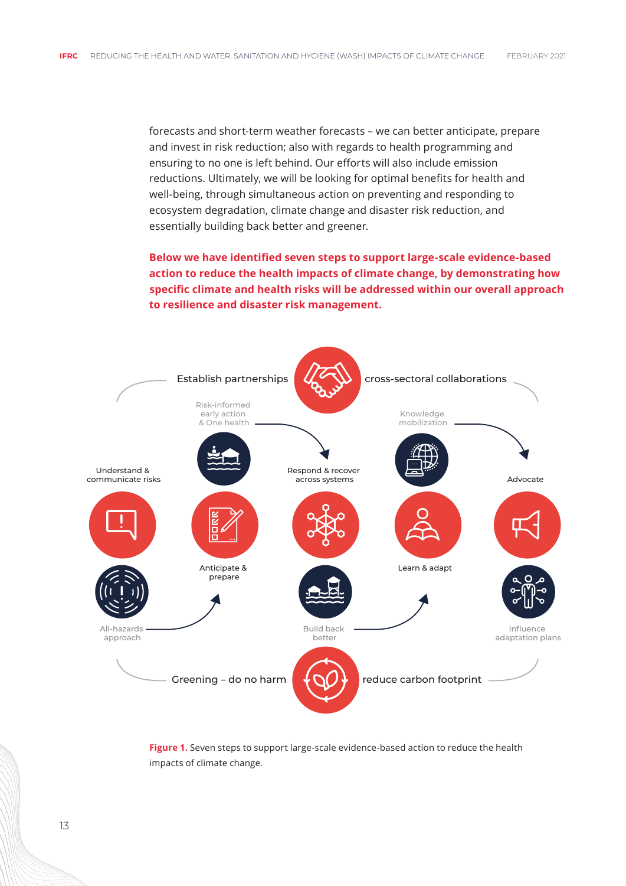forecasts and short-term weather forecasts – we can better anticipate, prepare and invest in risk reduction; also with regards to health programming and ensuring to no one is left behind. Our efforts will also include emission reductions. Ultimately, we will be looking for optimal benefits for health and well-being, through simultaneous action on preventing and responding to ecosystem degradation, climate change and disaster risk reduction, and essentially building back better and greener.

**Below we have identified seven steps to support large-scale evidence-based action to reduce the health impacts of climate change, by demonstrating how specific climate and health risks will be addressed within our overall approach to resilience and disaster risk management.**

**Figure 1.** Seven steps to support large-scale evidence-based action to reduce the health impacts of climate change.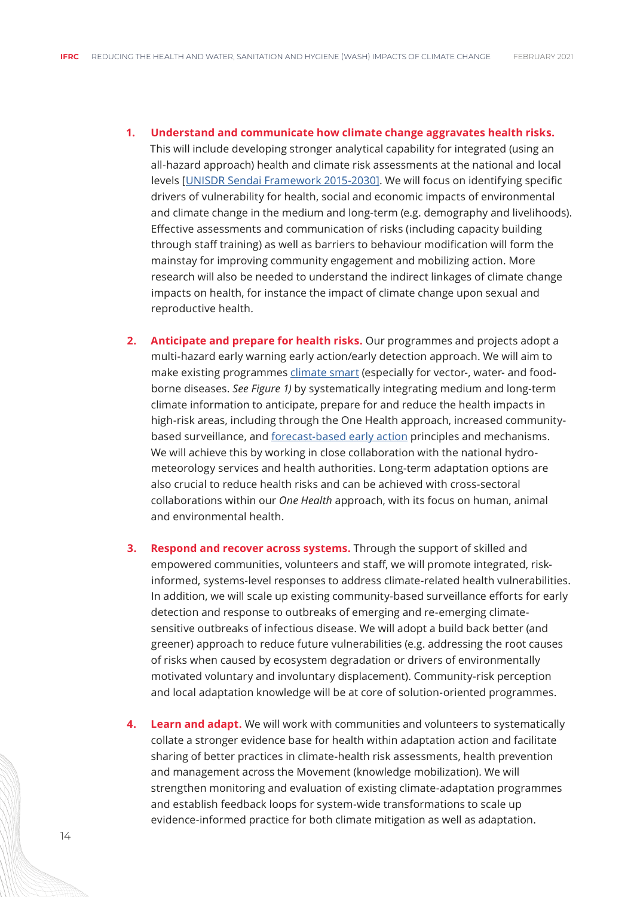1. **Understand and communicate how climate change aggravates health risks.** This will include developing stronger analytical capability for integrated (using an all-hazard approach) health and climate risk assessments at the national and local levels [UNISDR Sendai Framework 2015-2030]. We will focus on identifying specific drivers of vulnerability for health, social and economic impacts of environmental and climate change in the medium and long-term (e.g. demography and livelihoods). Effective assessments and communication of risks (including capacity building through staff training) as well as barriers to behaviour modification will form the mainstay for improving community engagement and mobilizing action. More research will also be needed to understand the indirect linkages of climate change impacts on health, for instance the impact of climate change upon sexual and reproductive health.

2. **Anticipate and prepare for health risks.** Our programmes and projects adopt a multi-hazard early warning early action/early detection approach. We will aim to make existing programmes climate smart (especially for vector-, water- and food-borne diseases. *See Figure 1)* by systematically integrating medium and long-term climate information to anticipate, prepare for and reduce the health impacts in high-risk areas, including through the One Health approach, increased community-based surveillance, and forecast-based early action principles and mechanisms. We will achieve this by working in close collaboration with the national hydro-meteorology services and health authorities. Long-term adaptation options are also crucial to reduce health risks and can be achieved with cross-sectoral collaborations within our *One Health* approach, with its focus on human, animal and environmental health.

3. **Respond and recover across systems.** Through the support of skilled and empowered communities, volunteers and staff, we will promote integrated, risk-informed, systems-level responses to address climate-related health vulnerabilities. In addition, we will scale up existing community-based surveillance efforts for early detection and response to outbreaks of emerging and re-emerging climate-sensitive outbreaks of infectious disease. We will adopt a build back better (and greener) approach to reduce future vulnerabilities (e.g. addressing the root causes of risks when caused by ecosystem degradation or drivers of environmentally motivated voluntary and involuntary displacement). Community-risk perception and local adaptation knowledge will be at core of solution-oriented programmes.

4. **Learn and adapt.** We will work with communities and volunteers to systematically collate a stronger evidence base for health within adaptation action and facilitate sharing of better practices in climate-health risk assessments, health prevention and management across the Movement (knowledge mobilization). We will strengthen monitoring and evaluation of existing climate-adaptation programmes and establish feedback loops for system-wide transformations to scale up evidence-informed practice for both climate mitigation as well as adaptation.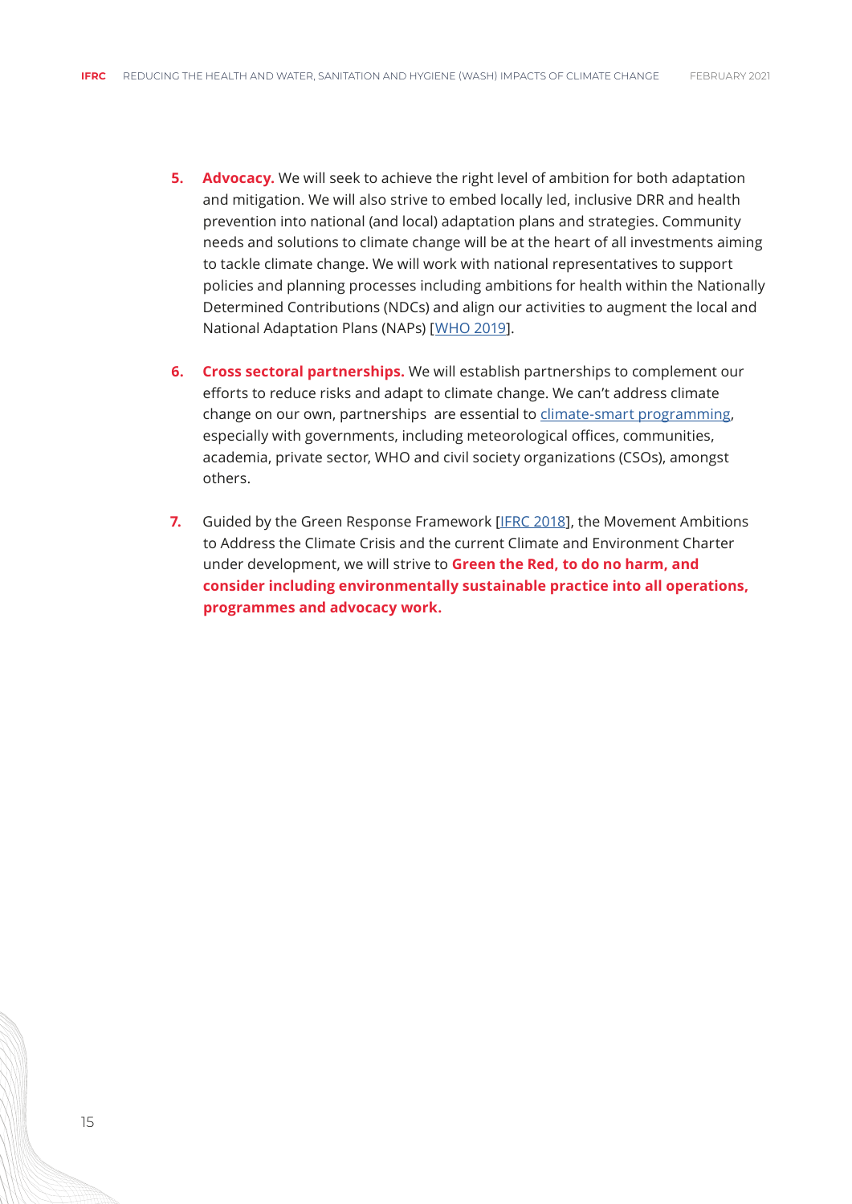5. **Advocacy.** We will seek to achieve the right level of ambition for both adaptation and mitigation. We will also strive to embed locally led, inclusive DRR and health prevention into national (and local) adaptation plans and strategies. Community needs and solutions to climate change will be at the heart of all investments aiming to tackle climate change. We will work with national representatives to support policies and planning processes including ambitions for health within the Nationally Determined Contributions (NDCs) and align our activities to augment the local and National Adaptation Plans (NAPs) [WHO 2019].

6. **Cross sectoral partnerships.** We will establish partnerships to complement our efforts to reduce risks and adapt to climate change. We can't address climate change on our own, partnerships are essential to climate-smart programming, especially with governments, including meteorological offices, communities, academia, private sector, WHO and civil society organizations (CSOs), amongst others.

7. Guided by the Green Response Framework [IFRC 2018], the Movement Ambitions to Address the Climate Crisis and the current Climate and Environment Charter under development, we will strive to **Green the Red, to do no harm, and consider including environmentally sustainable practice into all operations, programmes and advocacy work.**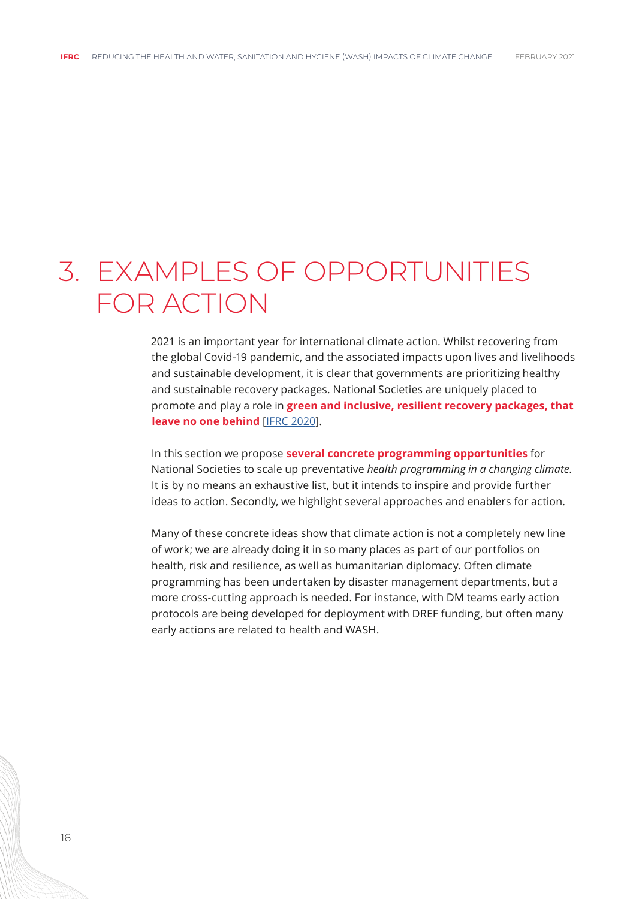# 3. EXAMPLES OF OPPORTUNITIES FOR ACTION

2021 is an important year for international climate action. Whilst recovering from the global Covid-19 pandemic, and the associated impacts upon lives and livelihoods and sustainable development, it is clear that governments are prioritizing healthy and sustainable recovery packages. National Societies are uniquely placed to promote and play a role in **green and inclusive, resilient recovery packages, that leave no one behind** [IFRC 2020].

In this section we propose **several concrete programming opportunities** for National Societies to scale up preventative *health programming in a changing climate*. It is by no means an exhaustive list, but it intends to inspire and provide further ideas to action. Secondly, we highlight several approaches and enablers for action.

Many of these concrete ideas show that climate action is not a completely new line of work; we are already doing it in so many places as part of our portfolios on health, risk and resilience, as well as humanitarian diplomacy. Often climate programming has been undertaken by disaster management departments, but a more cross-cutting approach is needed. For instance, with DM teams early action protocols are being developed for deployment with DREF funding, but often many early actions are related to health and WASH.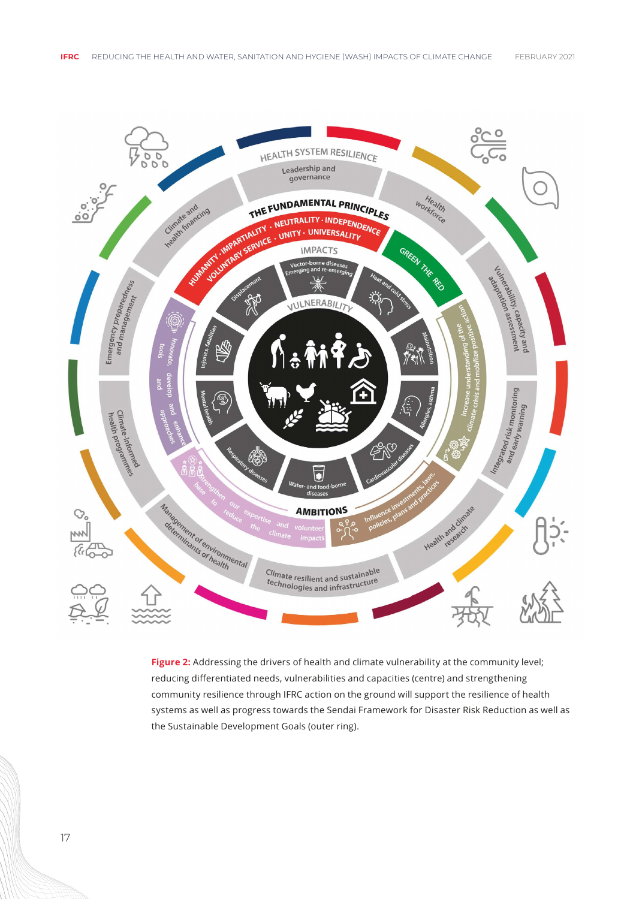HEALTH SYSTEM RESILIENCE

- Leadership and governance
- Health workforce
- Vulnerability, capacity and adaptation assessment
- Integrated risk monitoring and early warning
- Health and climate research
- Climate resilient and sustainable technologies and infrastructure
- Management of environmental determinants of health
- Climate-informed health programmes
- Emergency preparedness and management
- Climate and health financing

THE FUNDAMENTAL PRINCIPLES

HUMANITY · IMPARTIALITY · NEUTRALITY · INDEPENDENCE · VOLUNTARY SERVICE · UNITY · UNIVERSALITY

GREEN THE RED

IMPACTS

- Vector-borne diseases Emerging and re-emerging
- Heat and cold stress
- Malnutrition
- Allergies, asthma
- Cardiovascular diseases
- Water- and food-borne diseases
- Respiratory diseases
- Mental health
- Injuries, fatalities
- Displacement

VULNERABILITY

AMBITIONS

- Increase understanding of the climate crisis and mobilize positive action
- Influence investments, laws, policies, plans and practices
- Strengthen our expertise and volunteer base to reduce the climate impacts
- Innovate, develop and enhance tools and approaches

**Figure 2:** Addressing the drivers of health and climate vulnerability at the community level; reducing differentiated needs, vulnerabilities and capacities (centre) and strengthening community resilience through IFRC action on the ground will support the resilience of health systems as well as progress towards the Sendai Framework for Disaster Risk Reduction as well as the Sustainable Development Goals (outer ring).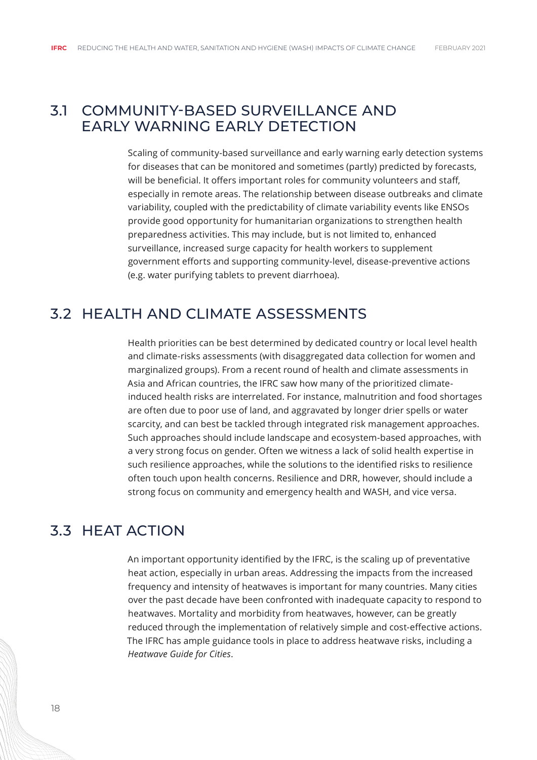## 3.1 COMMUNITY-BASED SURVEILLANCE AND EARLY WARNING EARLY DETECTION

Scaling of community-based surveillance and early warning early detection systems for diseases that can be monitored and sometimes (partly) predicted by forecasts, will be beneficial. It offers important roles for community volunteers and staff, especially in remote areas. The relationship between disease outbreaks and climate variability, coupled with the predictability of climate variability events like ENSOs provide good opportunity for humanitarian organizations to strengthen health preparedness activities. This may include, but is not limited to, enhanced surveillance, increased surge capacity for health workers to supplement government efforts and supporting community-level, disease-preventive actions (e.g. water purifying tablets to prevent diarrhoea).

## 3.2 HEALTH AND CLIMATE ASSESSMENTS

Health priorities can be best determined by dedicated country or local level health and climate-risks assessments (with disaggregated data collection for women and marginalized groups). From a recent round of health and climate assessments in Asia and African countries, the IFRC saw how many of the prioritized climate-induced health risks are interrelated. For instance, malnutrition and food shortages are often due to poor use of land, and aggravated by longer drier spells or water scarcity, and can best be tackled through integrated risk management approaches. Such approaches should include landscape and ecosystem-based approaches, with a very strong focus on gender. Often we witness a lack of solid health expertise in such resilience approaches, while the solutions to the identified risks to resilience often touch upon health concerns. Resilience and DRR, however, should include a strong focus on community and emergency health and WASH, and vice versa.

## 3.3 HEAT ACTION

An important opportunity identified by the IFRC, is the scaling up of preventative heat action, especially in urban areas. Addressing the impacts from the increased frequency and intensity of heatwaves is important for many countries. Many cities over the past decade have been confronted with inadequate capacity to respond to heatwaves. Mortality and morbidity from heatwaves, however, can be greatly reduced through the implementation of relatively simple and cost-effective actions. The IFRC has ample guidance tools in place to address heatwave risks, including a *Heatwave Guide for Cities*.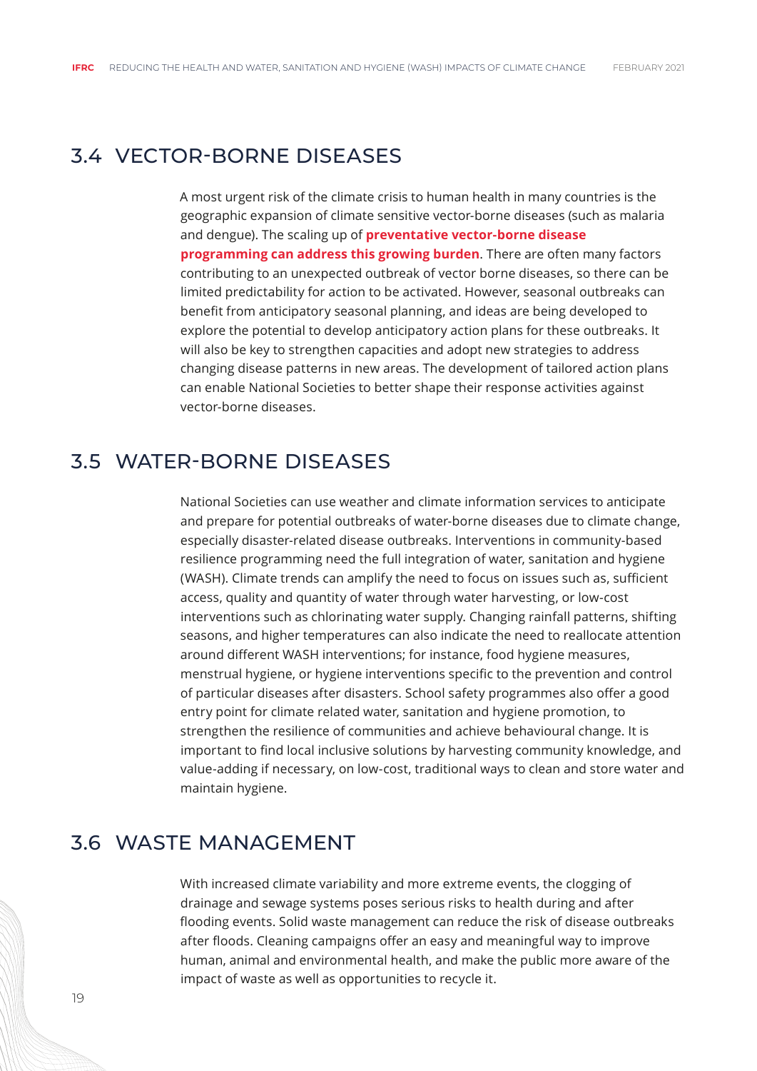## 3.4 VECTOR-BORNE DISEASES

A most urgent risk of the climate crisis to human health in many countries is the geographic expansion of climate sensitive vector-borne diseases (such as malaria and dengue). The scaling up of **preventative vector-borne disease programming can address this growing burden**. There are often many factors contributing to an unexpected outbreak of vector borne diseases, so there can be limited predictability for action to be activated. However, seasonal outbreaks can benefit from anticipatory seasonal planning, and ideas are being developed to explore the potential to develop anticipatory action plans for these outbreaks. It will also be key to strengthen capacities and adopt new strategies to address changing disease patterns in new areas. The development of tailored action plans can enable National Societies to better shape their response activities against vector-borne diseases.

## 3.5 WATER-BORNE DISEASES

National Societies can use weather and climate information services to anticipate and prepare for potential outbreaks of water-borne diseases due to climate change, especially disaster-related disease outbreaks. Interventions in community-based resilience programming need the full integration of water, sanitation and hygiene (WASH). Climate trends can amplify the need to focus on issues such as, sufficient access, quality and quantity of water through water harvesting, or low-cost interventions such as chlorinating water supply. Changing rainfall patterns, shifting seasons, and higher temperatures can also indicate the need to reallocate attention around different WASH interventions; for instance, food hygiene measures, menstrual hygiene, or hygiene interventions specific to the prevention and control of particular diseases after disasters. School safety programmes also offer a good entry point for climate related water, sanitation and hygiene promotion, to strengthen the resilience of communities and achieve behavioural change. It is important to find local inclusive solutions by harvesting community knowledge, and value-adding if necessary, on low-cost, traditional ways to clean and store water and maintain hygiene.

## 3.6 WASTE MANAGEMENT

With increased climate variability and more extreme events, the clogging of drainage and sewage systems poses serious risks to health during and after flooding events. Solid waste management can reduce the risk of disease outbreaks after floods. Cleaning campaigns offer an easy and meaningful way to improve human, animal and environmental health, and make the public more aware of the impact of waste as well as opportunities to recycle it.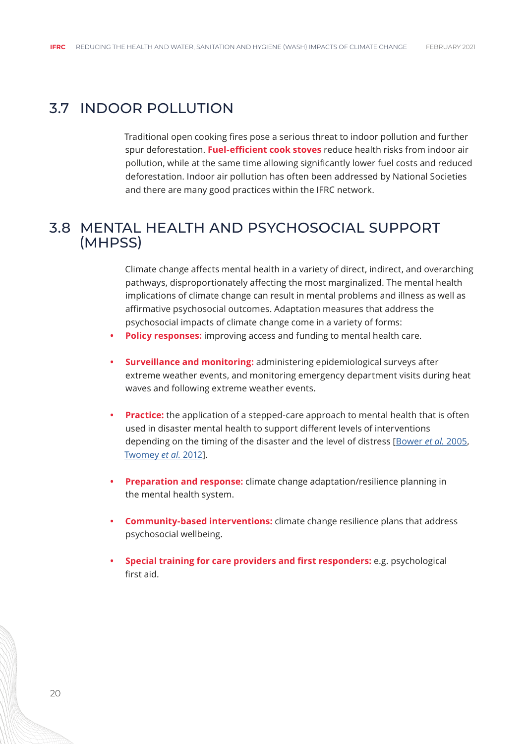## 3.7 INDOOR POLLUTION

Traditional open cooking fires pose a serious threat to indoor pollution and further spur deforestation. **Fuel-efficient cook stoves** reduce health risks from indoor air pollution, while at the same time allowing significantly lower fuel costs and reduced deforestation. Indoor air pollution has often been addressed by National Societies and there are many good practices within the IFRC network.

## 3.8 MENTAL HEALTH AND PSYCHOSOCIAL SUPPORT (MHPSS)

Climate change affects mental health in a variety of direct, indirect, and overarching pathways, disproportionately affecting the most marginalized. The mental health implications of climate change can result in mental problems and illness as well as affirmative psychosocial outcomes. Adaptation measures that address the psychosocial impacts of climate change come in a variety of forms:

- **Policy responses:** improving access and funding to mental health care.
- **Surveillance and monitoring:** administering epidemiological surveys after extreme weather events, and monitoring emergency department visits during heat waves and following extreme weather events.
- **Practice:** the application of a stepped-care approach to mental health that is often used in disaster mental health to support different levels of interventions depending on the timing of the disaster and the level of distress [Bower *et al.* 2005, Twomey *et al.* 2012].
- **Preparation and response:** climate change adaptation/resilience planning in the mental health system.
- **Community-based interventions:** climate change resilience plans that address psychosocial wellbeing.
- **Special training for care providers and first responders:** e.g. psychological first aid.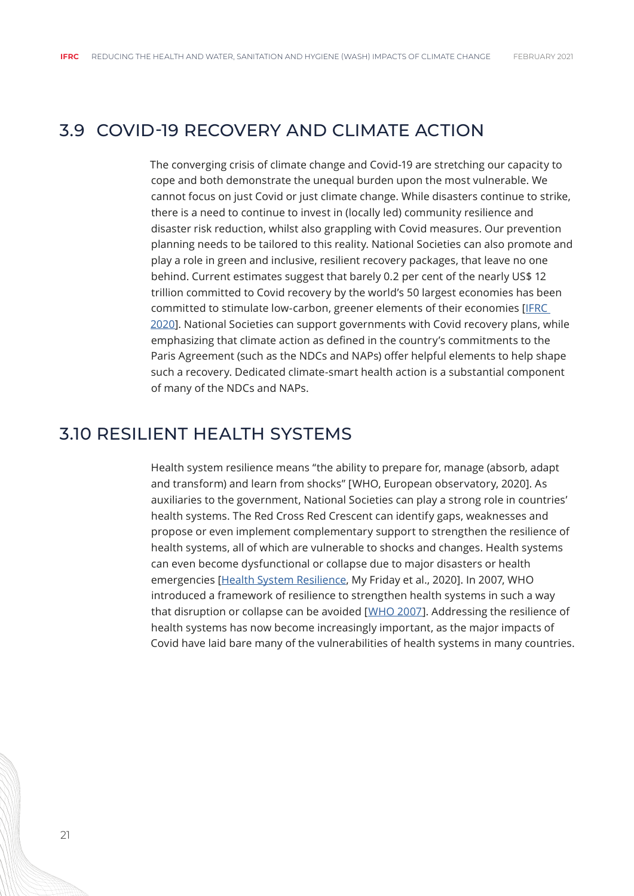## 3.9 COVID-19 RECOVERY AND CLIMATE ACTION

The converging crisis of climate change and Covid-19 are stretching our capacity to cope and both demonstrate the unequal burden upon the most vulnerable. We cannot focus on just Covid or just climate change. While disasters continue to strike, there is a need to continue to invest in (locally led) community resilience and disaster risk reduction, whilst also grappling with Covid measures. Our prevention planning needs to be tailored to this reality. National Societies can also promote and play a role in green and inclusive, resilient recovery packages, that leave no one behind. Current estimates suggest that barely 0.2 per cent of the nearly US$ 12 trillion committed to Covid recovery by the world's 50 largest economies has been committed to stimulate low-carbon, greener elements of their economies [IFRC 2020]. National Societies can support governments with Covid recovery plans, while emphasizing that climate action as defined in the country's commitments to the Paris Agreement (such as the NDCs and NAPs) offer helpful elements to help shape such a recovery. Dedicated climate-smart health action is a substantial component of many of the NDCs and NAPs.

## 3.10 RESILIENT HEALTH SYSTEMS

Health system resilience means "the ability to prepare for, manage (absorb, adapt and transform) and learn from shocks" [WHO, European observatory, 2020]. As auxiliaries to the government, National Societies can play a strong role in countries' health systems. The Red Cross Red Crescent can identify gaps, weaknesses and propose or even implement complementary support to strengthen the resilience of health systems, all of which are vulnerable to shocks and changes. Health systems can even become dysfunctional or collapse due to major disasters or health emergencies [Health System Resilience, My Friday et al., 2020]. In 2007, WHO introduced a framework of resilience to strengthen health systems in such a way that disruption or collapse can be avoided [WHO 2007]. Addressing the resilience of health systems has now become increasingly important, as the major impacts of Covid have laid bare many of the vulnerabilities of health systems in many countries.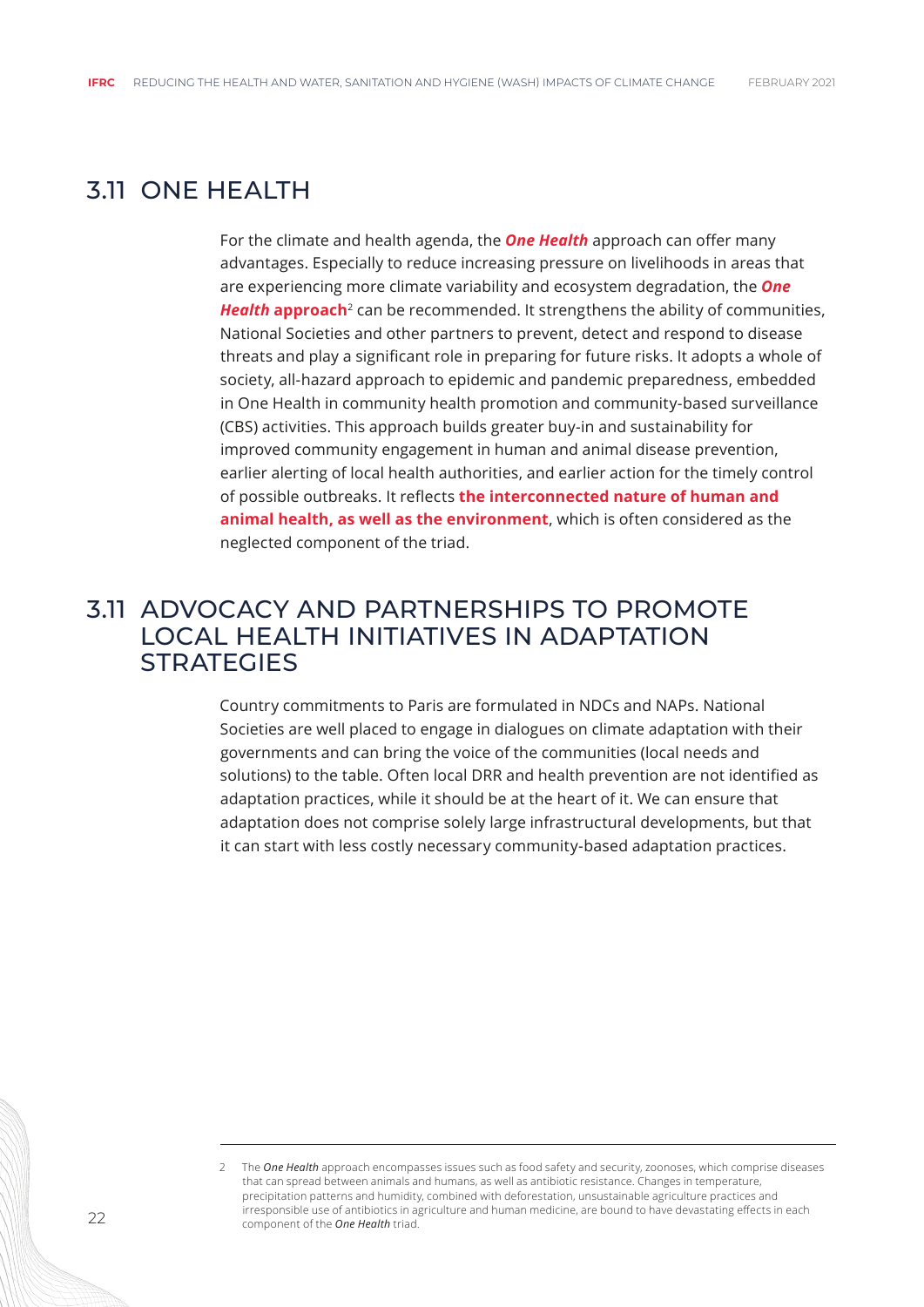## 3.11 ONE HEALTH

For the climate and health agenda, the ***One Health*** approach can offer many advantages. Especially to reduce increasing pressure on livelihoods in areas that are experiencing more climate variability and ecosystem degradation, the ***One Health* approach**[2] can be recommended. It strengthens the ability of communities, National Societies and other partners to prevent, detect and respond to disease threats and play a significant role in preparing for future risks. It adopts a whole of society, all-hazard approach to epidemic and pandemic preparedness, embedded in One Health in community health promotion and community-based surveillance (CBS) activities. This approach builds greater buy-in and sustainability for improved community engagement in human and animal disease prevention, earlier alerting of local health authorities, and earlier action for the timely control of possible outbreaks. It reflects **the interconnected nature of human and animal health, as well as the environment**, which is often considered as the neglected component of the triad.

## 3.11 ADVOCACY AND PARTNERSHIPS TO PROMOTE LOCAL HEALTH INITIATIVES IN ADAPTATION STRATEGIES

Country commitments to Paris are formulated in NDCs and NAPs. National Societies are well placed to engage in dialogues on climate adaptation with their governments and can bring the voice of the communities (local needs and solutions) to the table. Often local DRR and health prevention are not identified as adaptation practices, while it should be at the heart of it. We can ensure that adaptation does not comprise solely large infrastructural developments, but that it can start with less costly necessary community-based adaptation practices.

---

2 The *One Health* approach encompasses issues such as food safety and security, zoonoses, which comprise diseases that can spread between animals and humans, as well as antibiotic resistance. Changes in temperature, precipitation patterns and humidity, combined with deforestation, unsustainable agriculture practices and irresponsible use of antibiotics in agriculture and human medicine, are bound to have devastating effects in each component of the *One Health* triad.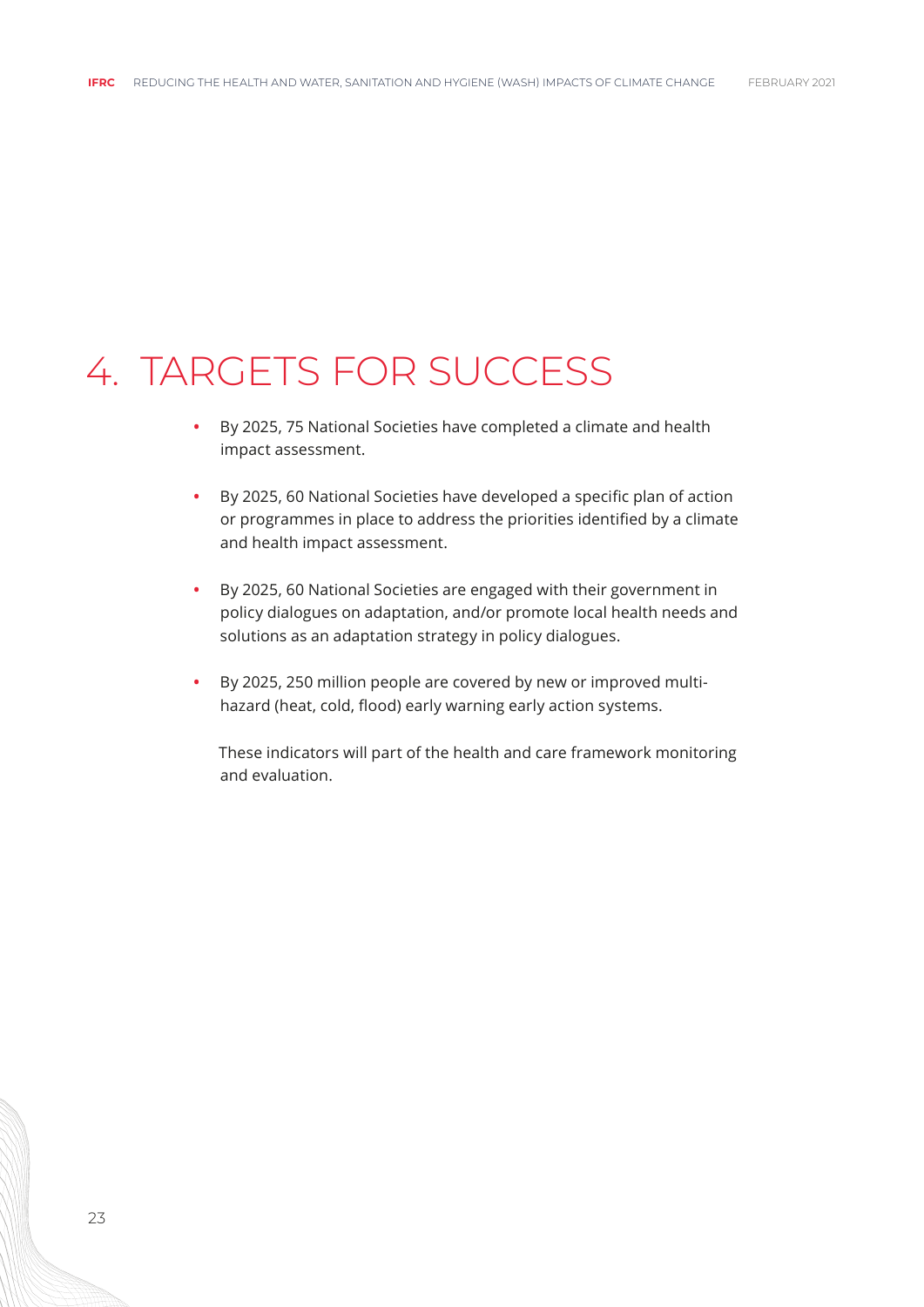# 4. TARGETS FOR SUCCESS

- By 2025, 75 National Societies have completed a climate and health impact assessment.
- By 2025, 60 National Societies have developed a specific plan of action or programmes in place to address the priorities identified by a climate and health impact assessment.
- By 2025, 60 National Societies are engaged with their government in policy dialogues on adaptation, and/or promote local health needs and solutions as an adaptation strategy in policy dialogues.
- By 2025, 250 million people are covered by new or improved multi-hazard (heat, cold, flood) early warning early action systems.

These indicators will part of the health and care framework monitoring and evaluation.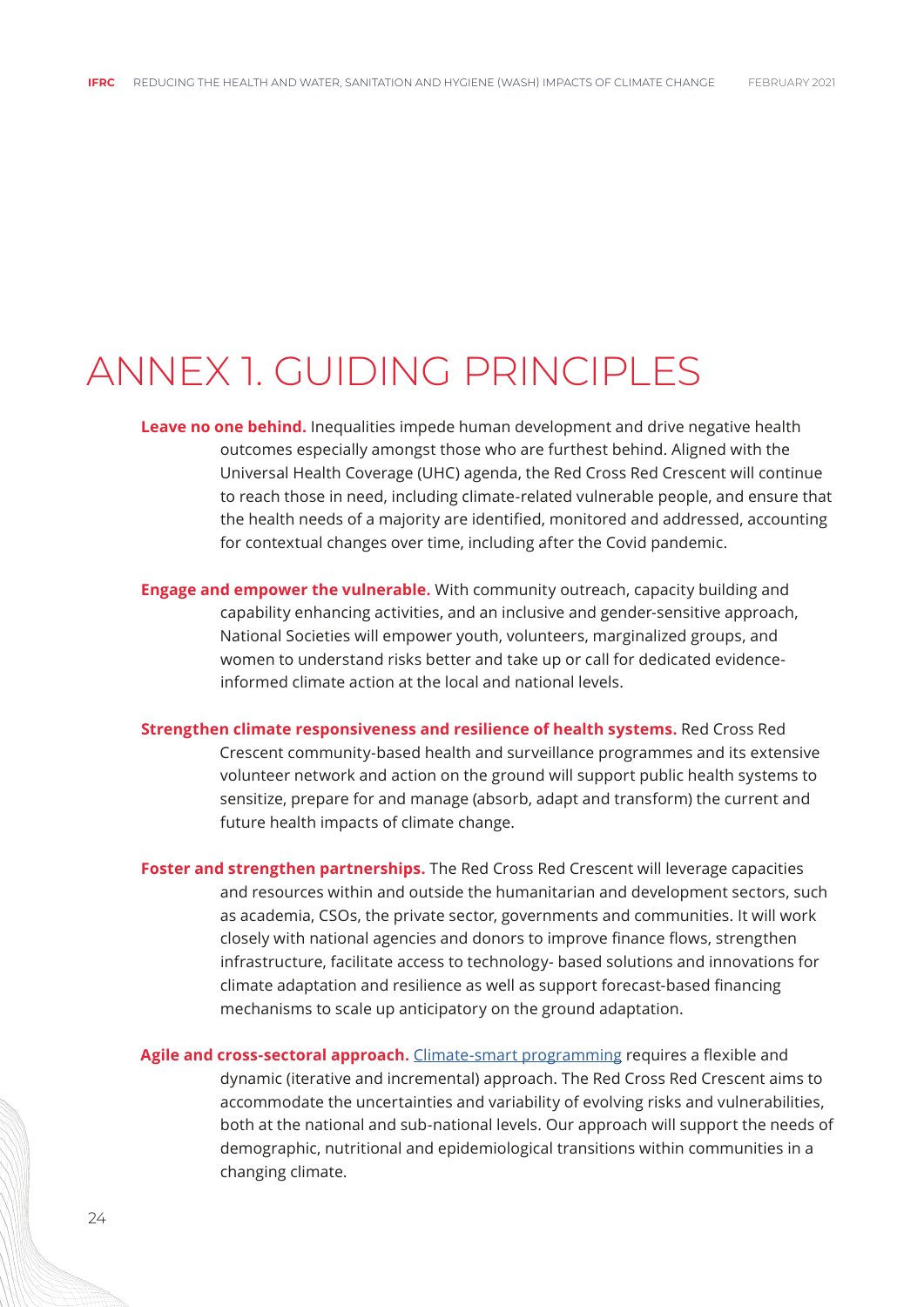# ANNEX 1. GUIDING PRINCIPLES

**Leave no one behind.** Inequalities impede human development and drive negative health outcomes especially amongst those who are furthest behind. Aligned with the Universal Health Coverage (UHC) agenda, the Red Cross Red Crescent will continue to reach those in need, including climate-related vulnerable people, and ensure that the health needs of a majority are identified, monitored and addressed, accounting for contextual changes over time, including after the Covid pandemic.

**Engage and empower the vulnerable.** With community outreach, capacity building and capability enhancing activities, and an inclusive and gender-sensitive approach, National Societies will empower youth, volunteers, marginalized groups, and women to understand risks better and take up or call for dedicated evidence-informed climate action at the local and national levels.

**Strengthen climate responsiveness and resilience of health systems.** Red Cross Red Crescent community-based health and surveillance programmes and its extensive volunteer network and action on the ground will support public health systems to sensitize, prepare for and manage (absorb, adapt and transform) the current and future health impacts of climate change.

**Foster and strengthen partnerships.** The Red Cross Red Crescent will leverage capacities and resources within and outside the humanitarian and development sectors, such as academia, CSOs, the private sector, governments and communities. It will work closely with national agencies and donors to improve finance flows, strengthen infrastructure, facilitate access to technology- based solutions and innovations for climate adaptation and resilience as well as support forecast-based financing mechanisms to scale up anticipatory on the ground adaptation.

**Agile and cross-sectoral approach.** Climate-smart programming requires a flexible and dynamic (iterative and incremental) approach. The Red Cross Red Crescent aims to accommodate the uncertainties and variability of evolving risks and vulnerabilities, both at the national and sub-national levels. Our approach will support the needs of demographic, nutritional and epidemiological transitions within communities in a changing climate.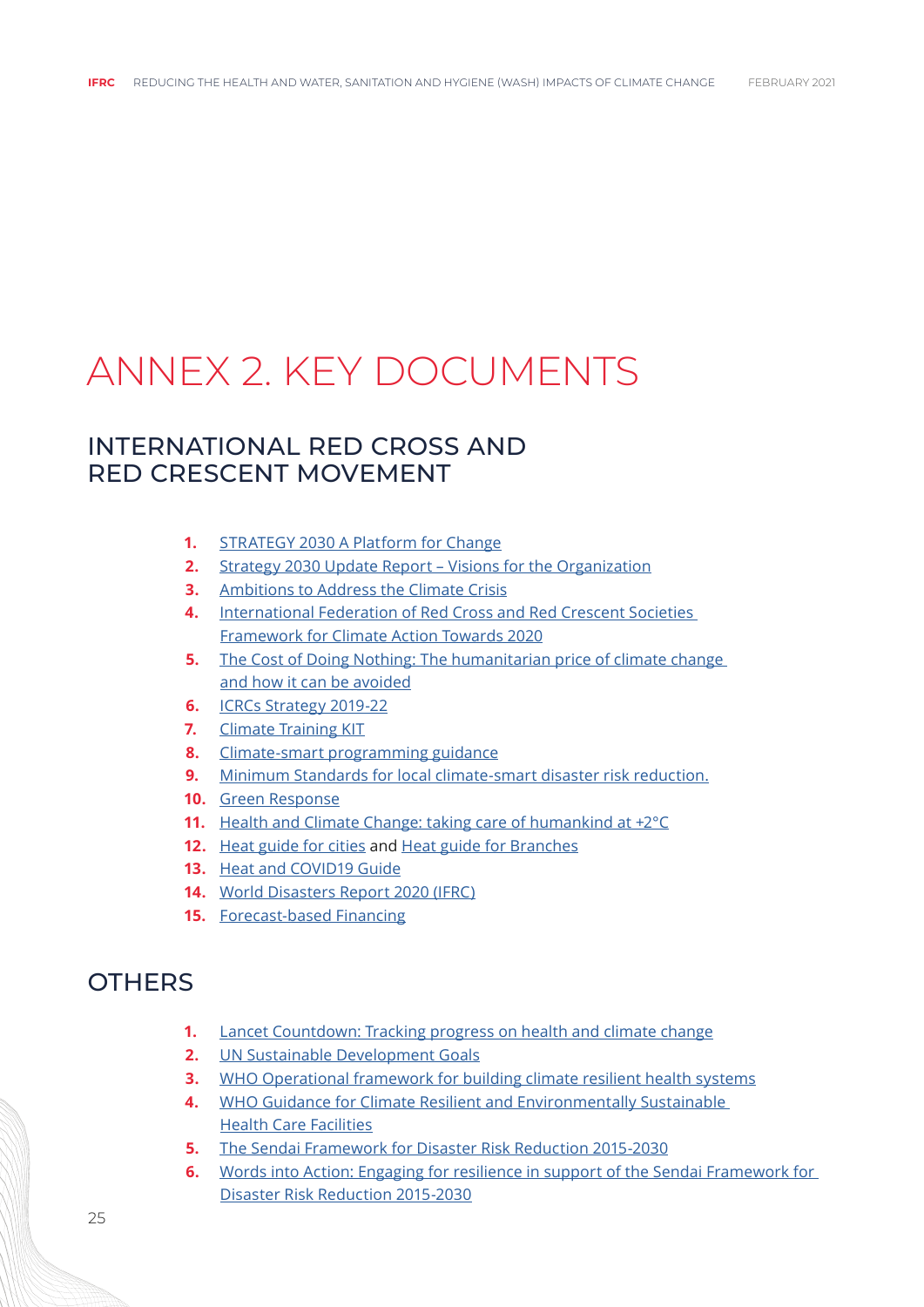# ANNEX 2. KEY DOCUMENTS

## INTERNATIONAL RED CROSS AND RED CRESCENT MOVEMENT

1. STRATEGY 2030 A Platform for Change
2. Strategy 2030 Update Report – Visions for the Organization
3. Ambitions to Address the Climate Crisis
4. International Federation of Red Cross and Red Crescent Societies Framework for Climate Action Towards 2020
5. The Cost of Doing Nothing: The humanitarian price of climate change and how it can be avoided
6. ICRCs Strategy 2019-22
7. Climate Training KIT
8. Climate-smart programming guidance
9. Minimum Standards for local climate-smart disaster risk reduction.
10. Green Response
11. Health and Climate Change: taking care of humankind at +2°C
12. Heat guide for cities and Heat guide for Branches
13. Heat and COVID19 Guide
14. World Disasters Report 2020 (IFRC)
15. Forecast-based Financing

## OTHERS

1. Lancet Countdown: Tracking progress on health and climate change
2. UN Sustainable Development Goals
3. WHO Operational framework for building climate resilient health systems
4. WHO Guidance for Climate Resilient and Environmentally Sustainable Health Care Facilities
5. The Sendai Framework for Disaster Risk Reduction 2015-2030
6. Words into Action: Engaging for resilience in support of the Sendai Framework for Disaster Risk Reduction 2015-2030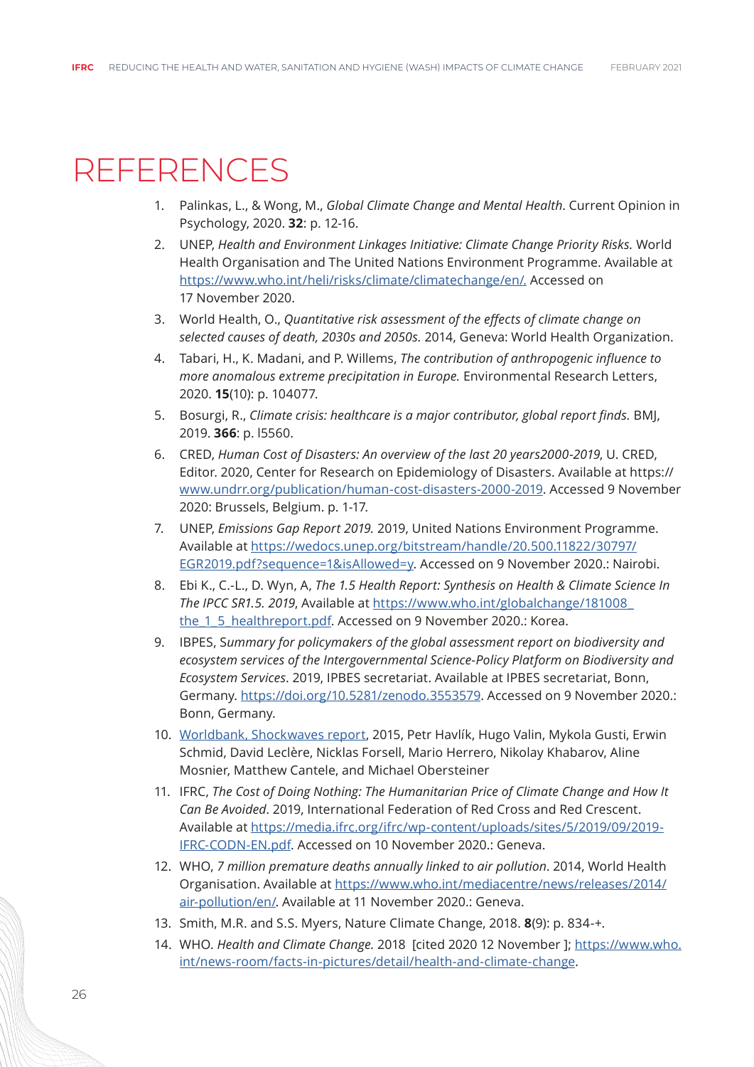# REFERENCES

1. Palinkas, L., & Wong, M., *Global Climate Change and Mental Health*. Current Opinion in Psychology, 2020. **32**: p. 12-16.
2. UNEP, *Health and Environment Linkages Initiative: Climate Change Priority Risks.* World Health Organisation and The United Nations Environment Programme. Available at https://www.who.int/heli/risks/climate/climatechange/en/. Accessed on 17 November 2020.
3. World Health, O., *Quantitative risk assessment of the effects of climate change on selected causes of death, 2030s and 2050s.* 2014, Geneva: World Health Organization.
4. Tabari, H., K. Madani, and P. Willems, *The contribution of anthropogenic influence to more anomalous extreme precipitation in Europe.* Environmental Research Letters, 2020. **15**(10): p. 104077.
5. Bosurgi, R., *Climate crisis: healthcare is a major contributor, global report finds.* BMJ, 2019. **366**: p. l5560.
6. CRED, *Human Cost of Disasters: An overview of the last 20 years2000-2019*, U. CRED, Editor. 2020, Center for Research on Epidemiology of Disasters. Available at https://www.undrr.org/publication/human-cost-disasters-2000-2019. Accessed 9 November 2020: Brussels, Belgium. p. 1-17.
7. UNEP, *Emissions Gap Report 2019.* 2019, United Nations Environment Programme. Available at https://wedocs.unep.org/bitstream/handle/20.500.11822/30797/EGR2019.pdf?sequence=1&isAllowed=y. Accessed on 9 November 2020.: Nairobi.
8. Ebi K., C.-L., D. Wyn, A, *The 1.5 Health Report: Synthesis on Health & Climate Science In The IPCC SR1.5. 2019*, Available at https://www.who.int/globalchange/181008_the_1_5_healthreport.pdf. Accessed on 9 November 2020.: Korea.
9. IBPES, S*ummary for policymakers of the global assessment report on biodiversity and ecosystem services of the Intergovernmental Science-Policy Platform on Biodiversity and Ecosystem Services*. 2019, IPBES secretariat. Available at IPBES secretariat, Bonn, Germany. https://doi.org/10.5281/zenodo.3553579. Accessed on 9 November 2020.: Bonn, Germany.
10. Worldbank, Shockwaves report, 2015, Petr Havlík, Hugo Valin, Mykola Gusti, Erwin Schmid, David Leclère, Nicklas Forsell, Mario Herrero, Nikolay Khabarov, Aline Mosnier, Matthew Cantele, and Michael Obersteiner
11. IFRC, *The Cost of Doing Nothing: The Humanitarian Price of Climate Change and How It Can Be Avoided*. 2019, International Federation of Red Cross and Red Crescent. Available at https://media.ifrc.org/ifrc/wp-content/uploads/sites/5/2019/09/2019-IFRC-CODN-EN.pdf. Accessed on 10 November 2020.: Geneva.
12. WHO, *7 million premature deaths annually linked to air pollution*. 2014, World Health Organisation. Available at https://www.who.int/mediacentre/news/releases/2014/air-pollution/en/. Available at 11 November 2020.: Geneva.
13. Smith, M.R. and S.S. Myers, Nature Climate Change, 2018. **8**(9): p. 834-+.
14. WHO. *Health and Climate Change.* 2018 [cited 2020 12 November ]; https://www.who.int/news-room/facts-in-pictures/detail/health-and-climate-change.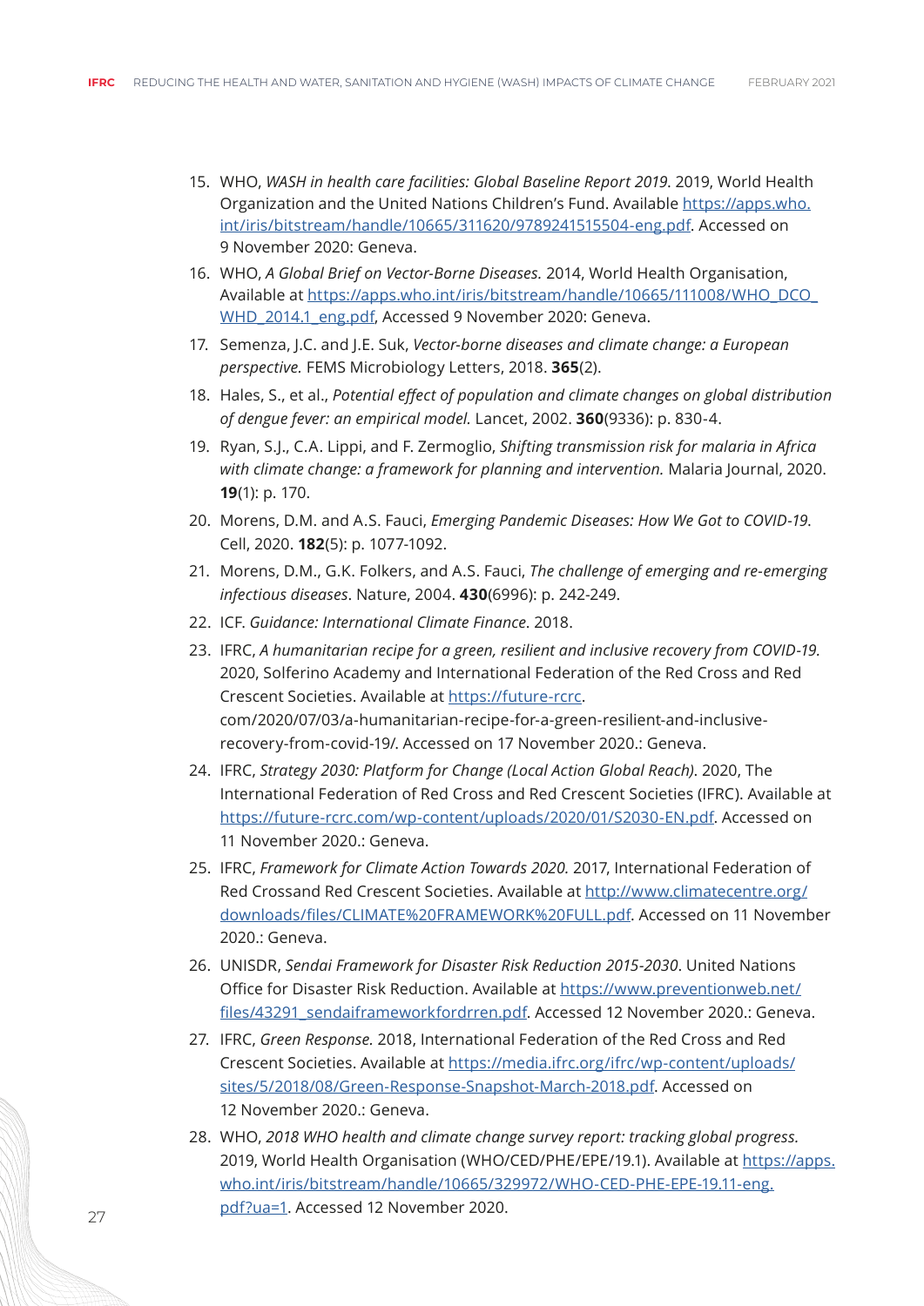15. WHO, *WASH in health care facilities: Global Baseline Report 2019*. 2019, World Health Organization and the United Nations Children's Fund. Available [https://apps.who.int/iris/bitstream/handle/10665/311620/9789241515504-eng.pdf](https://apps.who.int/iris/bitstream/handle/10665/311620/9789241515504-eng.pdf). Accessed on 9 November 2020: Geneva.
16. WHO, *A Global Brief on Vector-Borne Diseases.* 2014, World Health Organisation, Available at [https://apps.who.int/iris/bitstream/handle/10665/111008/WHO_DCO_WHD_2014.1_eng.pdf](https://apps.who.int/iris/bitstream/handle/10665/111008/WHO_DCO_WHD_2014.1_eng.pdf), Accessed 9 November 2020: Geneva.
17. Semenza, J.C. and J.E. Suk, *Vector-borne diseases and climate change: a European perspective.* FEMS Microbiology Letters, 2018. **365**(2).
18. Hales, S., et al., *Potential effect of population and climate changes on global distribution of dengue fever: an empirical model.* Lancet, 2002. **360**(9336): p. 830-4.
19. Ryan, S.J., C.A. Lippi, and F. Zermoglio, *Shifting transmission risk for malaria in Africa with climate change: a framework for planning and intervention.* Malaria Journal, 2020. **19**(1): p. 170.
20. Morens, D.M. and A.S. Fauci, *Emerging Pandemic Diseases: How We Got to COVID-19.* Cell, 2020. **182**(5): p. 1077-1092.
21. Morens, D.M., G.K. Folkers, and A.S. Fauci, *The challenge of emerging and re-emerging infectious diseases*. Nature, 2004. **430**(6996): p. 242-249.
22. ICF. *Guidance: International Climate Finance*. 2018.
23. IFRC, *A humanitarian recipe for a green, resilient and inclusive recovery from COVID-19.* 2020, Solferino Academy and International Federation of the Red Cross and Red Crescent Societies. Available at [https://future-rcrc](https://future-rcrc). com/2020/07/03/a-humanitarian-recipe-for-a-green-resilient-and-inclusive-recovery-from-covid-19/. Accessed on 17 November 2020.: Geneva.
24. IFRC, *Strategy 2030: Platform for Change (Local Action Global Reach).* 2020, The International Federation of Red Cross and Red Crescent Societies (IFRC). Available at [https://future-rcrc.com/wp-content/uploads/2020/01/S2030-EN.pdf](https://future-rcrc.com/wp-content/uploads/2020/01/S2030-EN.pdf). Accessed on 11 November 2020.: Geneva.
25. IFRC, *Framework for Climate Action Towards 2020.* 2017, International Federation of Red Crossand Red Crescent Societies. Available at [http://www.climatecentre.org/downloads/files/CLIMATE%20FRAMEWORK%20FULL.pdf](http://www.climatecentre.org/downloads/files/CLIMATE%20FRAMEWORK%20FULL.pdf). Accessed on 11 November 2020.: Geneva.
26. UNISDR, *Sendai Framework for Disaster Risk Reduction 2015-2030*. United Nations Office for Disaster Risk Reduction. Available at [https://www.preventionweb.net/files/43291_sendaiframeworkfordrren.pdf](https://www.preventionweb.net/files/43291_sendaiframeworkfordrren.pdf). Accessed 12 November 2020.: Geneva.
27. IFRC, *Green Response.* 2018, International Federation of the Red Cross and Red Crescent Societies. Available at [https://media.ifrc.org/ifrc/wp-content/uploads/sites/5/2018/08/Green-Response-Snapshot-March-2018.pdf](https://media.ifrc.org/ifrc/wp-content/uploads/sites/5/2018/08/Green-Response-Snapshot-March-2018.pdf). Accessed on 12 November 2020.: Geneva.
28. WHO, *2018 WHO health and climate change survey report: tracking global progress.* 2019, World Health Organisation (WHO/CED/PHE/EPE/19.1). Available at [https://apps.who.int/iris/bitstream/handle/10665/329972/WHO-CED-PHE-EPE-19.11-eng.pdf?ua=1](https://apps.who.int/iris/bitstream/handle/10665/329972/WHO-CED-PHE-EPE-19.11-eng.pdf?ua=1). Accessed 12 November 2020.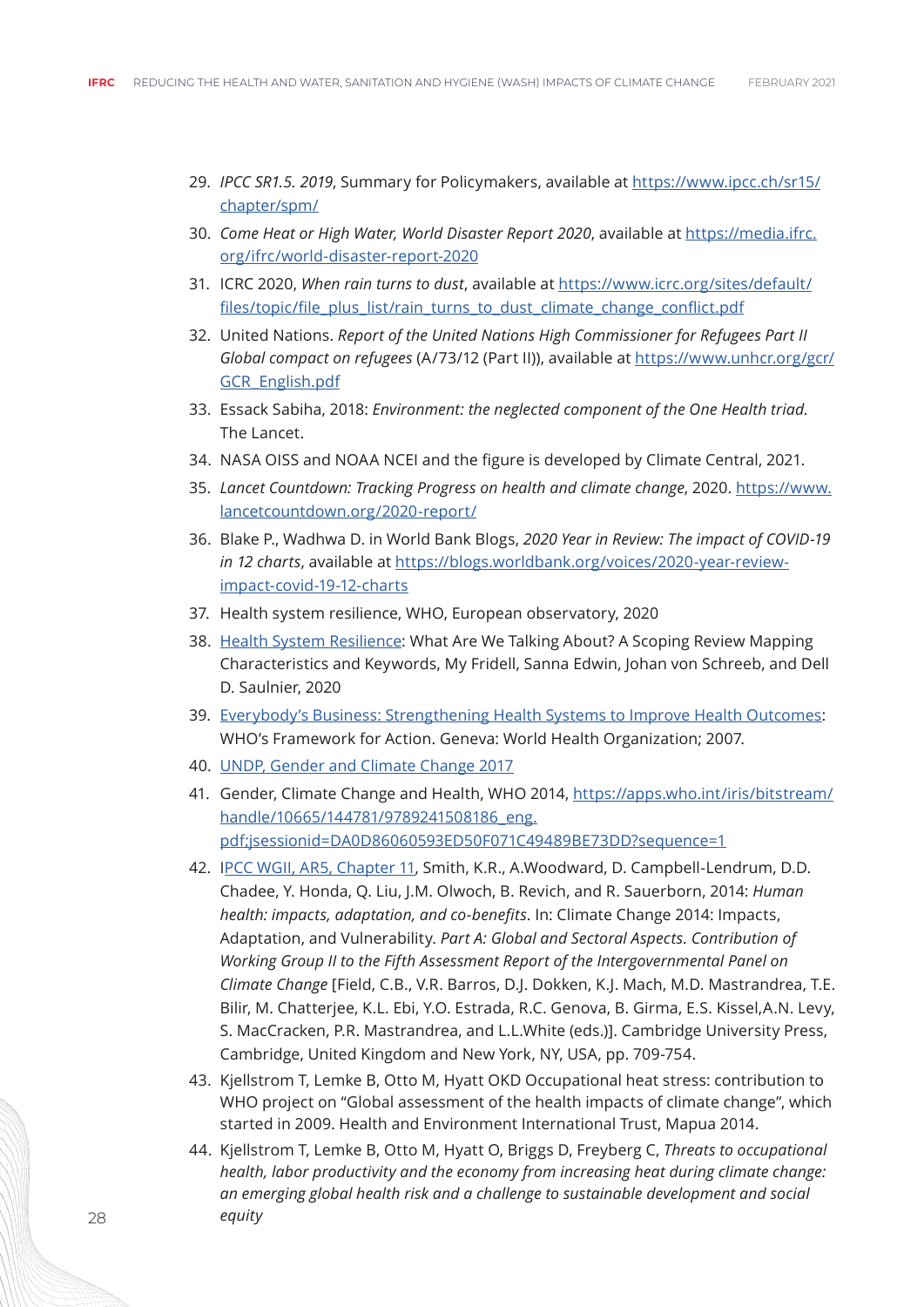29. *IPCC SR1.5. 2019*, Summary for Policymakers, available at https://www.ipcc.ch/sr15/chapter/spm/
30. *Come Heat or High Water, World Disaster Report 2020*, available at https://media.ifrc.org/ifrc/world-disaster-report-2020
31. ICRC 2020, *When rain turns to dust*, available at https://www.icrc.org/sites/default/files/topic/file_plus_list/rain_turns_to_dust_climate_change_conflict.pdf
32. United Nations. *Report of the United Nations High Commissioner for Refugees Part II Global compact on refugees* (A/73/12 (Part II)), available at https://www.unhcr.org/gcr/GCR_English.pdf
33. Essack Sabiha, 2018: *Environment: the neglected component of the One Health triad.* The Lancet.
34. NASA OISS and NOAA NCEI and the figure is developed by Climate Central, 2021.
35. *Lancet Countdown: Tracking Progress on health and climate change*, 2020. https://www.lancetcountdown.org/2020-report/
36. Blake P., Wadhwa D. in World Bank Blogs, *2020 Year in Review: The impact of COVID-19 in 12 charts*, available at https://blogs.worldbank.org/voices/2020-year-review-impact-covid-19-12-charts
37. Health system resilience, WHO, European observatory, 2020
38. Health System Resilience: What Are We Talking About? A Scoping Review Mapping Characteristics and Keywords, My Fridell, Sanna Edwin, Johan von Schreeb, and Dell D. Saulnier, 2020
39. Everybody's Business: Strengthening Health Systems to Improve Health Outcomes: WHO's Framework for Action. Geneva: World Health Organization; 2007.
40. UNDP, Gender and Climate Change 2017
41. Gender, Climate Change and Health, WHO 2014, https://apps.who.int/iris/bitstream/handle/10665/144781/9789241508186_eng.pdf;jsessionid=DA0D86060593ED50F071C49489BE73DD?sequence=1
42. IPCC WGII, AR5, Chapter 11, Smith, K.R., A.Woodward, D. Campbell-Lendrum, D.D. Chadee, Y. Honda, Q. Liu, J.M. Olwoch, B. Revich, and R. Sauerborn, 2014: *Human health: impacts, adaptation, and co-benefits.* In: Climate Change 2014: Impacts, Adaptation, and Vulnerability. *Part A: Global and Sectoral Aspects. Contribution of Working Group II to the Fifth Assessment Report of the Intergovernmental Panel on Climate Change* [Field, C.B., V.R. Barros, D.J. Dokken, K.J. Mach, M.D. Mastrandrea, T.E. Bilir, M. Chatterjee, K.L. Ebi, Y.O. Estrada, R.C. Genova, B. Girma, E.S. Kissel,A.N. Levy, S. MacCracken, P.R. Mastrandrea, and L.L.White (eds.)]. Cambridge University Press, Cambridge, United Kingdom and New York, NY, USA, pp. 709-754.
43. Kjellstrom T, Lemke B, Otto M, Hyatt OKD Occupational heat stress: contribution to WHO project on "Global assessment of the health impacts of climate change", which started in 2009. Health and Environment International Trust, Mapua 2014.
44. Kjellstrom T, Lemke B, Otto M, Hyatt O, Briggs D, Freyberg C, *Threats to occupational health, labor productivity and the economy from increasing heat during climate change: an emerging global health risk and a challenge to sustainable development and social equity*